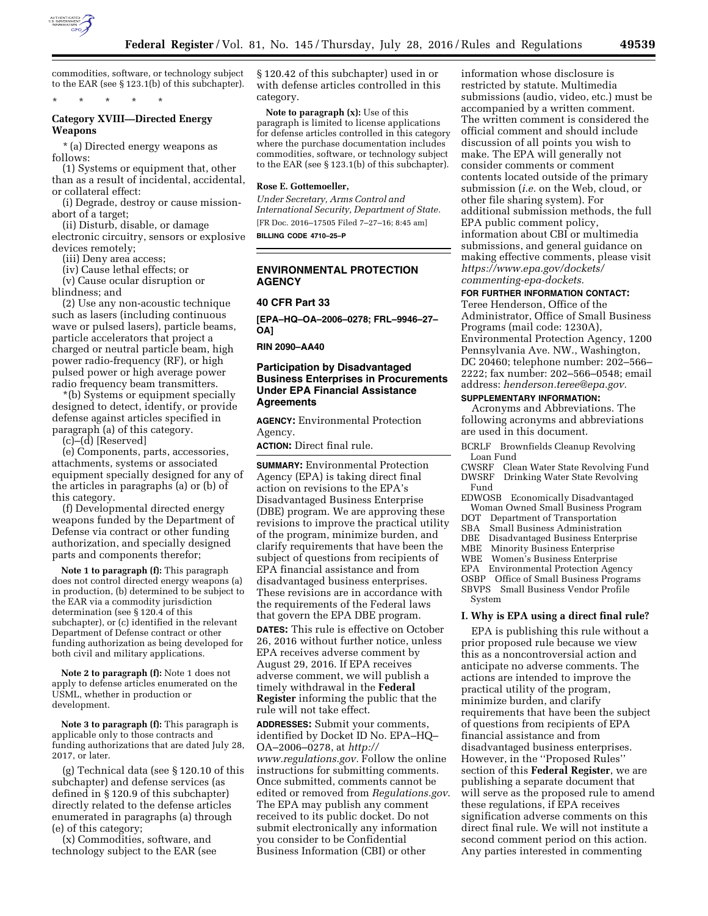commodities, software, or technology subject to the EAR (see § 123.1(b) of this subchapter).

\* \* \* \* \*

**Category XVIII—Directed Energy Weapons**

\* (a) Directed energy weapons as follows:

(1) Systems or equipment that, other than as a result of incidental, accidental, or collateral effect:

(i) Degrade, destroy or cause mission-abort of a target;

(ii) Disturb, disable, or damage electronic circuitry, sensors or explosive devices remotely;

(iii) Deny area access;

(iv) Cause lethal effects; or

(v) Cause ocular disruption or blindness; and

(2) Use any non-acoustic technique such as lasers (including continuous wave or pulsed lasers), particle beams, particle accelerators that project a charged or neutral particle beam, high power radio-frequency (RF), or high pulsed power or high average power radio frequency beam transmitters.

\*(b) Systems or equipment specially designed to detect, identify, or provide defense against articles specified in paragraph (a) of this category.

(c)–(d) [Reserved]

(e) Components, parts, accessories, attachments, systems or associated equipment specially designed for any of the articles in paragraphs (a) or (b) of this category.

(f) Developmental directed energy weapons funded by the Department of Defense via contract or other funding authorization, and specially designed parts and components therefor;

**Note 1 to paragraph (f):** This paragraph does not control directed energy weapons (a) in production, (b) determined to be subject to the EAR via a commodity jurisdiction determination (see § 120.4 of this subchapter), or (c) identified in the relevant Department of Defense contract or other funding authorization as being developed for both civil and military applications.

**Note 2 to paragraph (f):** Note 1 does not apply to defense articles enumerated on the USML, whether in production or development.

**Note 3 to paragraph (f):** This paragraph is applicable only to those contracts and funding authorizations that are dated July 28, 2017, or later.

(g) Technical data (see § 120.10 of this subchapter) and defense services (as defined in § 120.9 of this subchapter) directly related to the defense articles enumerated in paragraphs (a) through (e) of this category;

(x) Commodities, software, and technology subject to the EAR (see § 120.42 of this subchapter) used in or with defense articles controlled in this category.

**Note to paragraph (x):** Use of this paragraph is limited to license applications for defense articles controlled in this category where the purchase documentation includes commodities, software, or technology subject to the EAR (see § 123.1(b) of this subchapter).

**Rose E. Gottemoeller,**

*Under Secretary, Arms Control and International Security, Department of State.*

[FR Doc. 2016–17505 Filed 7–27–16; 8:45 am]

**BILLING CODE 4710–25–P**

## ENVIRONMENTAL PROTECTION AGENCY

### 40 CFR Part 33

**[EPA–HQ–OA–2006–0278; FRL–9946–27–OA]**

**RIN 2090–AA40**

### Participation by Disadvantaged Business Enterprises in Procurements Under EPA Financial Assistance Agreements

**AGENCY:** Environmental Protection Agency.

**ACTION:** Direct final rule.

**SUMMARY:** Environmental Protection Agency (EPA) is taking direct final action on revisions to the EPA's Disadvantaged Business Enterprise (DBE) program. We are approving these revisions to improve the practical utility of the program, minimize burden, and clarify requirements that have been the subject of questions from recipients of EPA financial assistance and from disadvantaged business enterprises. These revisions are in accordance with the requirements of the Federal laws that govern the EPA DBE program.

**DATES:** This rule is effective on October 26, 2016 without further notice, unless EPA receives adverse comment by August 29, 2016. If EPA receives adverse comment, we will publish a timely withdrawal in the **Federal Register** informing the public that the rule will not take effect.

**ADDRESSES:** Submit your comments, identified by Docket ID No. EPA–HQ–OA–2006–0278, at *http://www.regulations.gov.* Follow the online instructions for submitting comments. Once submitted, comments cannot be edited or removed from *Regulations.gov*. The EPA may publish any comment received to its public docket. Do not submit electronically any information you consider to be Confidential Business Information (CBI) or other information whose disclosure is restricted by statute. Multimedia submissions (audio, video, etc.) must be accompanied by a written comment. The written comment is considered the official comment and should include discussion of all points you wish to make. The EPA will generally not consider comments or comment contents located outside of the primary submission (*i.e.* on the Web, cloud, or other file sharing system). For additional submission methods, the full EPA public comment policy, information about CBI or multimedia submissions, and general guidance on making effective comments, please visit *https://www.epa.gov/dockets/commenting-epa-dockets.*

**FOR FURTHER INFORMATION CONTACT:** Teree Henderson, Office of the Administrator, Office of Small Business Programs (mail code: 1230A), Environmental Protection Agency, 1200 Pennsylvania Ave. NW., Washington, DC 20460; telephone number: 202–566–2222; fax number: 202–566–0548; email address: *henderson.teree@epa.gov.*

**SUPPLEMENTARY INFORMATION:**

Acronyms and Abbreviations. The following acronyms and abbreviations are used in this document.

BCRLF Brownfields Cleanup Revolving Loan Fund
CWSRF Clean Water State Revolving Fund
DWSRF Drinking Water State Revolving Fund
EDWOSB Economically Disadvantaged Woman Owned Small Business Program
DOT Department of Transportation
SBA Small Business Administration
DBE Disadvantaged Business Enterprise
MBE Minority Business Enterprise
WBE Women's Business Enterprise
EPA Environmental Protection Agency
OSBP Office of Small Business Programs
SBVPS Small Business Vendor Profile System

#### I. Why is EPA using a direct final rule?

EPA is publishing this rule without a prior proposed rule because we view this as a noncontroversial action and anticipate no adverse comments. The actions are intended to improve the practical utility of the program, minimize burden, and clarify requirements that have been the subject of questions from recipients of EPA financial assistance and from disadvantaged business enterprises. However, in the ''Proposed Rules'' section of this **Federal Register**, we are publishing a separate document that will serve as the proposed rule to amend these regulations, if EPA receives signification adverse comments on this direct final rule. We will not institute a second comment period on this action. Any parties interested in commenting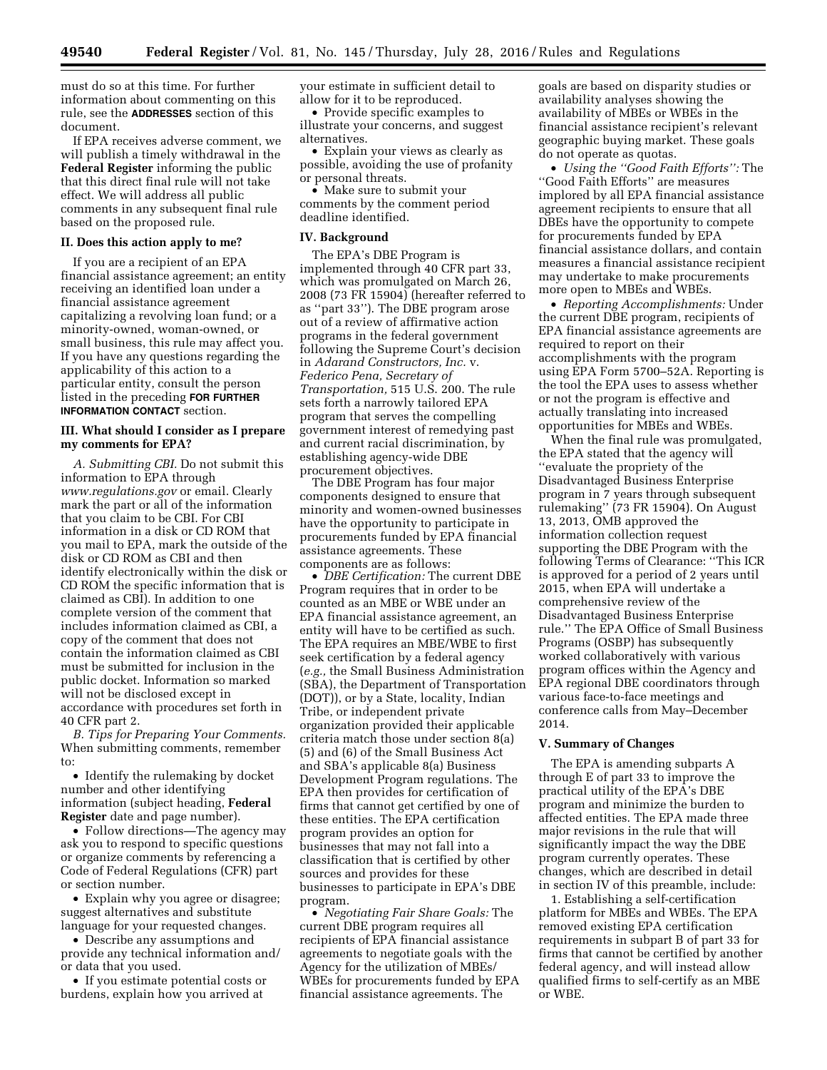must do so at this time. For further information about commenting on this rule, see the **ADDRESSES** section of this document.

If EPA receives adverse comment, we will publish a timely withdrawal in the **Federal Register** informing the public that this direct final rule will not take effect. We will address all public comments in any subsequent final rule based on the proposed rule.

## II. Does this action apply to me?

If you are a recipient of an EPA financial assistance agreement; an entity receiving an identified loan under a financial assistance agreement capitalizing a revolving loan fund; or a minority-owned, woman-owned, or small business, this rule may affect you. If you have any questions regarding the applicability of this action to a particular entity, consult the person listed in the preceding **FOR FURTHER INFORMATION CONTACT** section.

## III. What should I consider as I prepare my comments for EPA?

*A. Submitting CBI.* Do not submit this information to EPA through *www.regulations.gov* or email. Clearly mark the part or all of the information that you claim to be CBI. For CBI information in a disk or CD ROM that you mail to EPA, mark the outside of the disk or CD ROM as CBI and then identify electronically within the disk or CD ROM the specific information that is claimed as CBI. In addition to one complete version of the comment that includes information claimed as CBI, a copy of the comment that does not contain the information claimed as CBI must be submitted for inclusion in the public docket. Information so marked will not be disclosed except in accordance with procedures set forth in 40 CFR part 2.

*B. Tips for Preparing Your Comments.* When submitting comments, remember to:

- Identify the rulemaking by docket number and other identifying information (subject heading, **Federal Register** date and page number).
- Follow directions—The agency may ask you to respond to specific questions or organize comments by referencing a Code of Federal Regulations (CFR) part or section number.
- Explain why you agree or disagree; suggest alternatives and substitute language for your requested changes.
- Describe any assumptions and provide any technical information and/or data that you used.
- If you estimate potential costs or burdens, explain how you arrived at your estimate in sufficient detail to allow for it to be reproduced.
- Provide specific examples to illustrate your concerns, and suggest alternatives.
- Explain your views as clearly as possible, avoiding the use of profanity or personal threats.
- Make sure to submit your comments by the comment period deadline identified.

## IV. Background

The EPA's DBE Program is implemented through 40 CFR part 33, which was promulgated on March 26, 2008 (73 FR 15904) (hereafter referred to as "part 33"). The DBE program arose out of a review of affirmative action programs in the federal government following the Supreme Court's decision in *Adarand Constructors, Inc.* v. *Federico Pena, Secretary of Transportation,* 515 U.S. 200. The rule sets forth a narrowly tailored EPA program that serves the compelling government interest of remedying past and current racial discrimination, by establishing agency-wide DBE procurement objectives.

The DBE Program has four major components designed to ensure that minority and women-owned businesses have the opportunity to participate in procurements funded by EPA financial assistance agreements. These components are as follows:

- *DBE Certification:* The current DBE Program requires that in order to be counted as an MBE or WBE under an EPA financial assistance agreement, an entity will have to be certified as such. The EPA requires an MBE/WBE to first seek certification by a federal agency (*e.g.,* the Small Business Administration (SBA), the Department of Transportation (DOT)), or by a State, locality, Indian Tribe, or independent private organization provided their applicable criteria match those under section 8(a) (5) and (6) of the Small Business Act and SBA's applicable 8(a) Business Development Program regulations. The EPA then provides for certification of firms that cannot get certified by one of these entities. The EPA certification program provides an option for businesses that may not fall into a classification that is certified by other sources and provides for these businesses to participate in EPA's DBE program.
- *Negotiating Fair Share Goals:* The current DBE program requires all recipients of EPA financial assistance agreements to negotiate goals with the Agency for the utilization of MBEs/WBEs for procurements funded by EPA financial assistance agreements. The goals are based on disparity studies or availability analyses showing the availability of MBEs or WBEs in the financial assistance recipient's relevant geographic buying market. These goals do not operate as quotas.
- *Using the "Good Faith Efforts":* The "Good Faith Efforts" are measures implored by all EPA financial assistance agreement recipients to ensure that all DBEs have the opportunity to compete for procurements funded by EPA financial assistance dollars, and contain measures a financial assistance recipient may undertake to make procurements more open to MBEs and WBEs.
- *Reporting Accomplishments:* Under the current DBE program, recipients of EPA financial assistance agreements are required to report on their accomplishments with the program using EPA Form 5700–52A. Reporting is the tool the EPA uses to assess whether or not the program is effective and actually translating into increased opportunities for MBEs and WBEs.

When the final rule was promulgated, the EPA stated that the agency will "evaluate the propriety of the Disadvantaged Business Enterprise program in 7 years through subsequent rulemaking" (73 FR 15904). On August 13, 2013, OMB approved the information collection request supporting the DBE Program with the following Terms of Clearance: "This ICR is approved for a period of 2 years until 2015, when EPA will undertake a comprehensive review of the Disadvantaged Business Enterprise rule." The EPA Office of Small Business Programs (OSBP) has subsequently worked collaboratively with various program offices within the Agency and EPA regional DBE coordinators through various face-to-face meetings and conference calls from May–December 2014.

## V. Summary of Changes

The EPA is amending subparts A through E of part 33 to improve the practical utility of the EPA's DBE program and minimize the burden to affected entities. The EPA made three major revisions in the rule that will significantly impact the way the DBE program currently operates. These changes, which are described in detail in section IV of this preamble, include:

1. Establishing a self-certification platform for MBEs and WBEs. The EPA removed existing EPA certification requirements in subpart B of part 33 for firms that cannot be certified by another federal agency, and will instead allow qualified firms to self-certify as an MBE or WBE.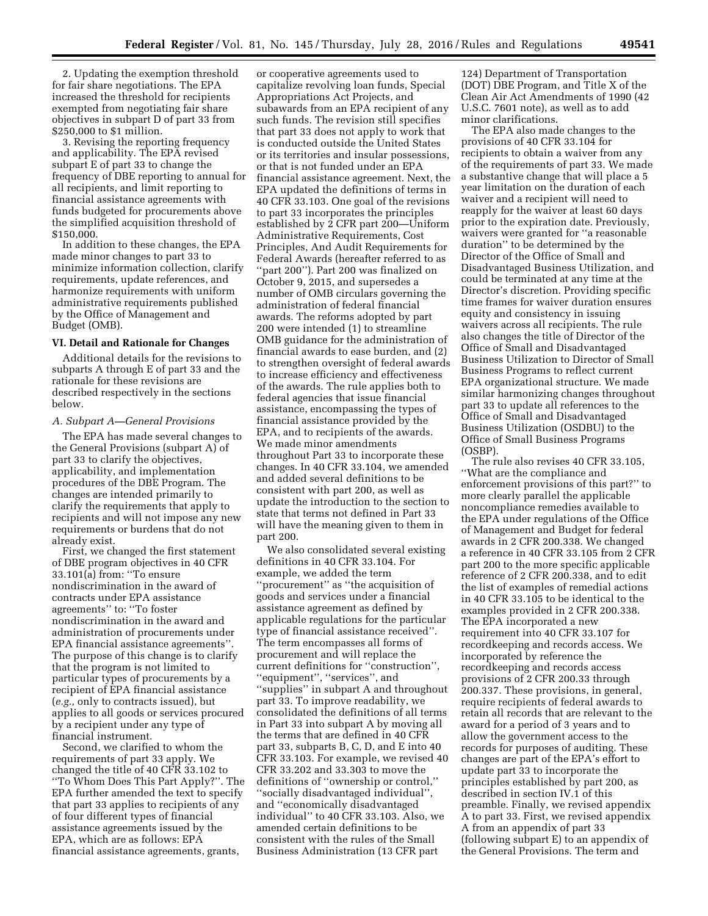2. Updating the exemption threshold for fair share negotiations. The EPA increased the threshold for recipients exempted from negotiating fair share objectives in subpart D of part 33 from $250,000 to $1 million.

3. Revising the reporting frequency and applicability. The EPA revised subpart E of part 33 to change the frequency of DBE reporting to annual for all recipients, and limit reporting to financial assistance agreements with funds budgeted for procurements above the simplified acquisition threshold of $150,000.

In addition to these changes, the EPA made minor changes to part 33 to minimize information collection, clarify requirements, update references, and harmonize requirements with uniform administrative requirements published by the Office of Management and Budget (OMB).

## VI. Detail and Rationale for Changes

Additional details for the revisions to subparts A through E of part 33 and the rationale for these revisions are described respectively in the sections below.

### *A. Subpart A—General Provisions*

The EPA has made several changes to the General Provisions (subpart A) of part 33 to clarify the objectives, applicability, and implementation procedures of the DBE Program. The changes are intended primarily to clarify the requirements that apply to recipients and will not impose any new requirements or burdens that do not already exist.

First, we changed the first statement of DBE program objectives in 40 CFR 33.101(a) from: ''To ensure nondiscrimination in the award of contracts under EPA assistance agreements'' to: ''To foster nondiscrimination in the award and administration of procurements under EPA financial assistance agreements''. The purpose of this change is to clarify that the program is not limited to particular types of procurements by a recipient of EPA financial assistance (*e.g.,* only to contracts issued), but applies to all goods or services procured by a recipient under any type of financial instrument.

Second, we clarified to whom the requirements of part 33 apply. We changed the title of 40 CFR 33.102 to ''To Whom Does This Part Apply?''. The EPA further amended the text to specify that part 33 applies to recipients of any of four different types of financial assistance agreements issued by the EPA, which are as follows: EPA financial assistance agreements, grants, or cooperative agreements used to capitalize revolving loan funds, Special Appropriations Act Projects, and subawards from an EPA recipient of any such funds. The revision still specifies that part 33 does not apply to work that is conducted outside the United States or its territories and insular possessions, or that is not funded under an EPA financial assistance agreement. Next, the EPA updated the definitions of terms in 40 CFR 33.103. One goal of the revisions to part 33 incorporates the principles established by 2 CFR part 200—Uniform Administrative Requirements, Cost Principles, And Audit Requirements for Federal Awards (hereafter referred to as ''part 200''). Part 200 was finalized on October 9, 2015, and supersedes a number of OMB circulars governing the administration of federal financial awards. The reforms adopted by part 200 were intended (1) to streamline OMB guidance for the administration of financial awards to ease burden, and (2) to strengthen oversight of federal awards to increase efficiency and effectiveness of the awards. The rule applies both to federal agencies that issue financial assistance, encompassing the types of financial assistance provided by the EPA, and to recipients of the awards. We made minor amendments throughout Part 33 to incorporate these changes. In 40 CFR 33.104, we amended and added several definitions to be consistent with part 200, as well as update the introduction to the section to state that terms not defined in Part 33 will have the meaning given to them in part 200.

We also consolidated several existing definitions in 40 CFR 33.104. For example, we added the term ''procurement'' as ''the acquisition of goods and services under a financial assistance agreement as defined by applicable regulations for the particular type of financial assistance received''. The term encompasses all forms of procurement and will replace the current definitions for ''construction'', ''equipment'', ''services'', and ''supplies'' in subpart A and throughout part 33. To improve readability, we consolidated the definitions of all terms in Part 33 into subpart A by moving all the terms that are defined in 40 CFR part 33, subparts B, C, D, and E into 40 CFR 33.103. For example, we revised 40 CFR 33.202 and 33.303 to move the definitions of ''ownership or control,'' ''socially disadvantaged individual'', and ''economically disadvantaged individual'' to 40 CFR 33.103. Also, we amended certain definitions to be consistent with the rules of the Small Business Administration (13 CFR part 124) Department of Transportation (DOT) DBE Program, and Title X of the Clean Air Act Amendments of 1990 (42 U.S.C. 7601 note), as well as to add minor clarifications.

The EPA also made changes to the provisions of 40 CFR 33.104 for recipients to obtain a waiver from any of the requirements of part 33. We made a substantive change that will place a 5 year limitation on the duration of each waiver and a recipient will need to reapply for the waiver at least 60 days prior to the expiration date. Previously, waivers were granted for ''a reasonable duration'' to be determined by the Director of the Office of Small and Disadvantaged Business Utilization, and could be terminated at any time at the Director's discretion. Providing specific time frames for waiver duration ensures equity and consistency in issuing waivers across all recipients. The rule also changes the title of Director of the Office of Small and Disadvantaged Business Utilization to Director of Small Business Programs to reflect current EPA organizational structure. We made similar harmonizing changes throughout part 33 to update all references to the Office of Small and Disadvantaged Business Utilization (OSDBU) to the Office of Small Business Programs (OSBP).

The rule also revises 40 CFR 33.105, ''What are the compliance and enforcement provisions of this part?'' to more clearly parallel the applicable noncompliance remedies available to the EPA under regulations of the Office of Management and Budget for federal awards in 2 CFR 200.338. We changed a reference in 40 CFR 33.105 from 2 CFR part 200 to the more specific applicable reference of 2 CFR 200.338, and to edit the list of examples of remedial actions in 40 CFR 33.105 to be identical to the examples provided in 2 CFR 200.338. The EPA incorporated a new requirement into 40 CFR 33.107 for recordkeeping and records access. We incorporated by reference the recordkeeping and records access provisions of 2 CFR 200.33 through 200.337. These provisions, in general, require recipients of federal awards to retain all records that are relevant to the award for a period of 3 years and to allow the government access to the records for purposes of auditing. These changes are part of the EPA's effort to update part 33 to incorporate the principles established by part 200, as described in section IV.1 of this preamble. Finally, we revised appendix A to part 33. First, we revised appendix A from an appendix of part 33 (following subpart E) to an appendix of the General Provisions. The term and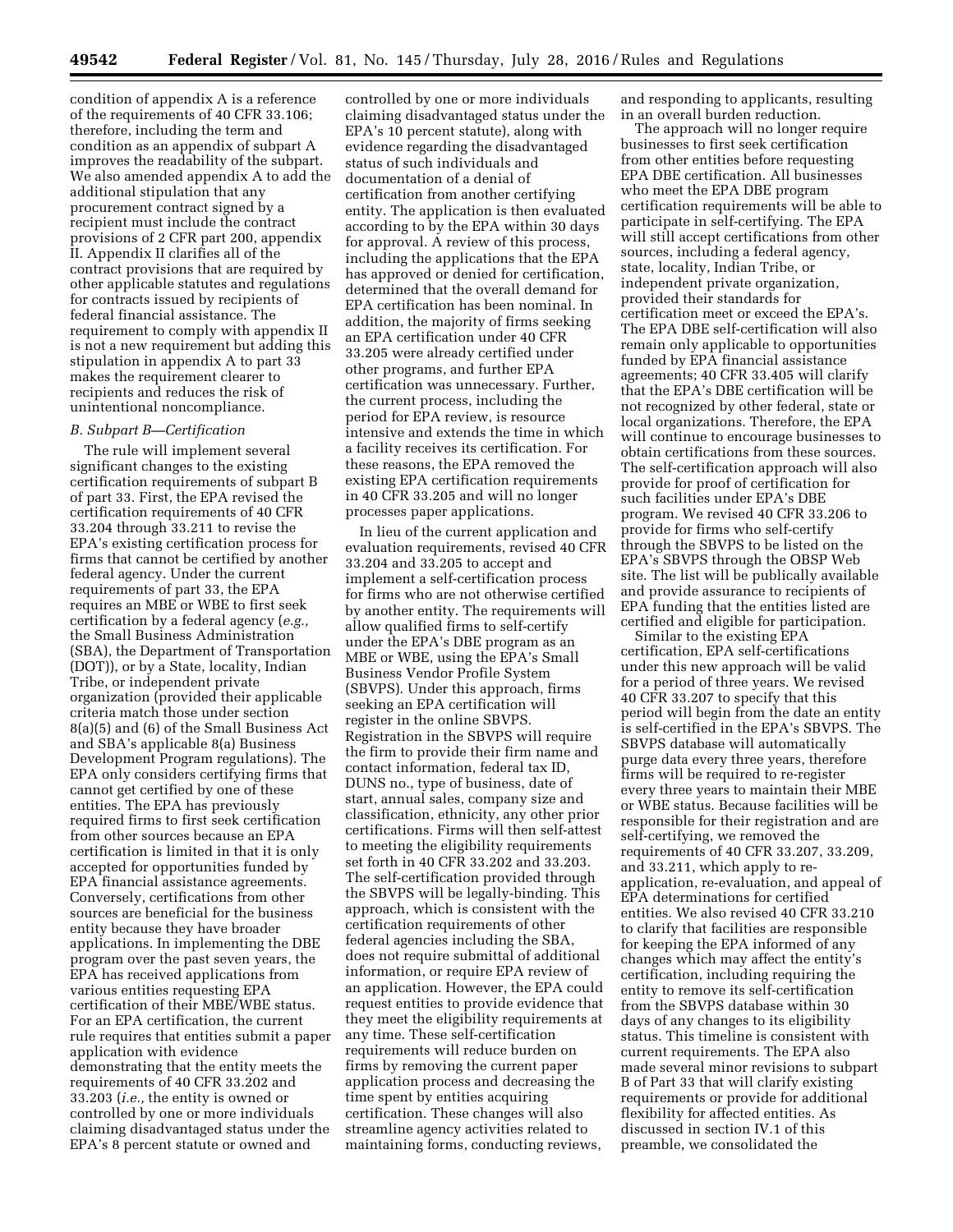condition of appendix A is a reference of the requirements of 40 CFR 33.106; therefore, including the term and condition as an appendix of subpart A improves the readability of the subpart. We also amended appendix A to add the additional stipulation that any procurement contract signed by a recipient must include the contract provisions of 2 CFR part 200, appendix II. Appendix II clarifies all of the contract provisions that are required by other applicable statutes and regulations for contracts issued by recipients of federal financial assistance. The requirement to comply with appendix II is not a new requirement but adding this stipulation in appendix A to part 33 makes the requirement clearer to recipients and reduces the risk of unintentional noncompliance.

### *B. Subpart B—Certification*

The rule will implement several significant changes to the existing certification requirements of subpart B of part 33. First, the EPA revised the certification requirements of 40 CFR 33.204 through 33.211 to revise the EPA's existing certification process for firms that cannot be certified by another federal agency. Under the current requirements of part 33, the EPA requires an MBE or WBE to first seek certification by a federal agency (*e.g.,* the Small Business Administration (SBA), the Department of Transportation (DOT)), or by a State, locality, Indian Tribe, or independent private organization (provided their applicable criteria match those under section 8(a)(5) and (6) of the Small Business Act and SBA's applicable 8(a) Business Development Program regulations). The EPA only considers certifying firms that cannot get certified by one of these entities. The EPA has previously required firms to first seek certification from other sources because an EPA certification is limited in that it is only accepted for opportunities funded by EPA financial assistance agreements. Conversely, certifications from other sources are beneficial for the business entity because they have broader applications. In implementing the DBE program over the past seven years, the EPA has received applications from various entities requesting EPA certification of their MBE/WBE status. For an EPA certification, the current rule requires that entities submit a paper application with evidence demonstrating that the entity meets the requirements of 40 CFR 33.202 and 33.203 (*i.e.,* the entity is owned or controlled by one or more individuals claiming disadvantaged status under the EPA's 8 percent statute or owned and controlled by one or more individuals claiming disadvantaged status under the EPA's 10 percent statute), along with evidence regarding the disadvantaged status of such individuals and documentation of a denial of certification from another certifying entity. The application is then evaluated according to by the EPA within 30 days for approval. A review of this process, including the applications that the EPA has approved or denied for certification, determined that the overall demand for EPA certification has been nominal. In addition, the majority of firms seeking an EPA certification under 40 CFR 33.205 were already certified under other programs, and further EPA certification was unnecessary. Further, the current process, including the period for EPA review, is resource intensive and extends the time in which a facility receives its certification. For these reasons, the EPA removed the existing EPA certification requirements in 40 CFR 33.205 and will no longer processes paper applications.

In lieu of the current application and evaluation requirements, revised 40 CFR 33.204 and 33.205 to accept and implement a self-certification process for firms who are not otherwise certified by another entity. The requirements will allow qualified firms to self-certify under the EPA's DBE program as an MBE or WBE, using the EPA's Small Business Vendor Profile System (SBVPS). Under this approach, firms seeking an EPA certification will register in the online SBVPS. Registration in the SBVPS will require the firm to provide their firm name and contact information, federal tax ID, DUNS no., type of business, date of start, annual sales, company size and classification, ethnicity, any other prior certifications. Firms will then self-attest to meeting the eligibility requirements set forth in 40 CFR 33.202 and 33.203. The self-certification provided through the SBVPS will be legally-binding. This approach, which is consistent with the certification requirements of other federal agencies including the SBA, does not require submittal of additional information, or require EPA review of an application. However, the EPA could request entities to provide evidence that they meet the eligibility requirements at any time. These self-certification requirements will reduce burden on firms by removing the current paper application process and decreasing the time spent by entities acquiring certification. These changes will also streamline agency activities related to maintaining forms, conducting reviews, and responding to applicants, resulting in an overall burden reduction.

The approach will no longer require businesses to first seek certification from other entities before requesting EPA DBE certification. All businesses who meet the EPA DBE program certification requirements will be able to participate in self-certifying. The EPA will still accept certifications from other sources, including a federal agency, state, locality, Indian Tribe, or independent private organization, provided their standards for certification meet or exceed the EPA's. The EPA DBE self-certification will also remain only applicable to opportunities funded by EPA financial assistance agreements; 40 CFR 33.405 will clarify that the EPA's DBE certification will be not recognized by other federal, state or local organizations. Therefore, the EPA will continue to encourage businesses to obtain certifications from these sources. The self-certification approach will also provide for proof of certification for such facilities under EPA's DBE program. We revised 40 CFR 33.206 to provide for firms who self-certify through the SBVPS to be listed on the EPA's SBVPS through the OBSP Web site. The list will be publically available and provide assurance to recipients of EPA funding that the entities listed are certified and eligible for participation.

Similar to the existing EPA certification, EPA self-certifications under this new approach will be valid for a period of three years. We revised 40 CFR 33.207 to specify that this period will begin from the date an entity is self-certified in the EPA's SBVPS. The SBVPS database will automatically purge data every three years, therefore firms will be required to re-register every three years to maintain their MBE or WBE status. Because facilities will be responsible for their registration and are self-certifying, we removed the requirements of 40 CFR 33.207, 33.209, and 33.211, which apply to re-application, re-evaluation, and appeal of EPA determinations for certified entities. We also revised 40 CFR 33.210 to clarify that facilities are responsible for keeping the EPA informed of any changes which may affect the entity's certification, including requiring the entity to remove its self-certification from the SBVPS database within 30 days of any changes to its eligibility status. This timeline is consistent with current requirements. The EPA also made several minor revisions to subpart B of Part 33 that will clarify existing requirements or provide for additional flexibility for affected entities. As discussed in section IV.1 of this preamble, we consolidated the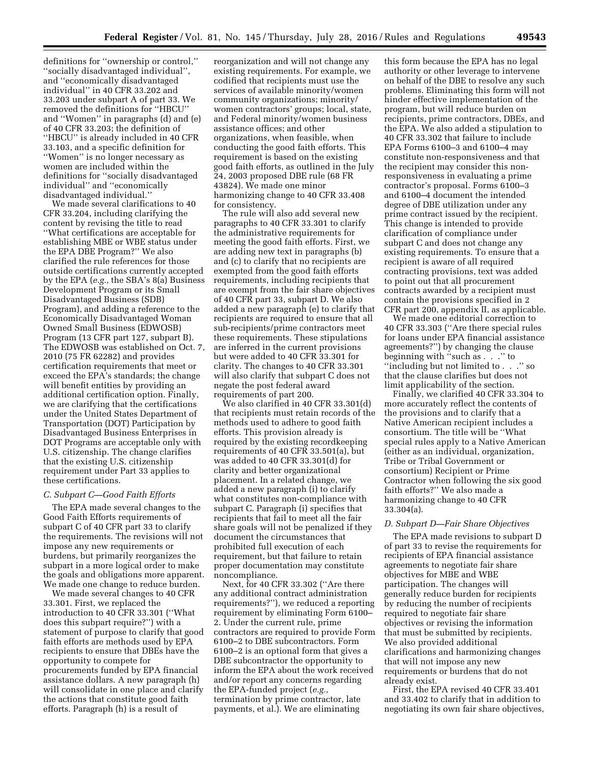definitions for ''ownership or control,'' ''socially disadvantaged individual'', and ''economically disadvantaged individual'' in 40 CFR 33.202 and 33.203 under subpart A of part 33. We removed the definitions for ''HBCU'' and ''Women'' in paragraphs (d) and (e) of 40 CFR 33.203; the definition of ''HBCU'' is already included in 40 CFR 33.103, and a specific definition for ''Women'' is no longer necessary as women are included within the definitions for ''socially disadvantaged individual'' and ''economically disadvantaged individual.''

We made several clarifications to 40 CFR 33.204, including clarifying the content by revising the title to read ''What certifications are acceptable for establishing MBE or WBE status under the EPA DBE Program?'' We also clarified the rule references for those outside certifications currently accepted by the EPA (*e.g.,* the SBA's 8(a) Business Development Program or its Small Disadvantaged Business (SDB) Program), and adding a reference to the Economically Disadvantaged Woman Owned Small Business (EDWOSB) Program (13 CFR part 127, subpart B). The EDWOSB was established on Oct. 7, 2010 (75 FR 62282) and provides certification requirements that meet or exceed the EPA's standards; the change will benefit entities by providing an additional certification option. Finally, we are clarifying that the certifications under the United States Department of Transportation (DOT) Participation by Disadvantaged Business Enterprises in DOT Programs are acceptable only with U.S. citizenship. The change clarifies that the existing U.S. citizenship requirement under Part 33 applies to these certifications.

### *C. Subpart C—Good Faith Efforts*

The EPA made several changes to the Good Faith Efforts requirements of subpart C of 40 CFR part 33 to clarify the requirements. The revisions will not impose any new requirements or burdens, but primarily reorganizes the subpart in a more logical order to make the goals and obligations more apparent. We made one change to reduce burden.

We made several changes to 40 CFR 33.301. First, we replaced the introduction to 40 CFR 33.301 (''What does this subpart require?'') with a statement of purpose to clarify that good faith efforts are methods used by EPA recipients to ensure that DBEs have the opportunity to compete for procurements funded by EPA financial assistance dollars. A new paragraph (h) will consolidate in one place and clarify the actions that constitute good faith efforts. Paragraph (h) is a result of reorganization and will not change any existing requirements. For example, we codified that recipients must use the services of available minority/women community organizations; minority/women contractors' groups; local, state, and Federal minority/women business assistance offices; and other organizations, when feasible, when conducting the good faith efforts. This requirement is based on the existing good faith efforts, as outlined in the July 24, 2003 proposed DBE rule (68 FR 43824). We made one minor harmonizing change to 40 CFR 33.408 for consistency.

The rule will also add several new paragraphs to 40 CFR 33.301 to clarify the administrative requirements for meeting the good faith efforts. First, we are adding new text in paragraphs (b) and (c) to clarify that no recipients are exempted from the good faith efforts requirements, including recipients that are exempt from the fair share objectives of 40 CFR part 33, subpart D. We also added a new paragraph (e) to clarify that recipients are required to ensure that all sub-recipients/prime contractors meet these requirements. These stipulations are inferred in the current provisions but were added to 40 CFR 33.301 for clarity. The changes to 40 CFR 33.301 will also clarify that subpart C does not negate the post federal award requirements of part 200.

We also clarified in 40 CFR 33.301(d) that recipients must retain records of the methods used to adhere to good faith efforts. This provision already is required by the existing recordkeeping requirements of 40 CFR 33.501(a), but was added to 40 CFR 33.301(d) for clarity and better organizational placement. In a related change, we added a new paragraph (i) to clarify what constitutes non-compliance with subpart C. Paragraph (i) specifies that recipients that fail to meet all the fair share goals will not be penalized if they document the circumstances that prohibited full execution of each requirement, but that failure to retain proper documentation may constitute noncompliance.

Next, for 40 CFR 33.302 (''Are there any additional contract administration requirements?''), we reduced a reporting requirement by eliminating Form 6100–2. Under the current rule, prime contractors are required to provide Form 6100–2 to DBE subcontractors. Form 6100–2 is an optional form that gives a DBE subcontractor the opportunity to inform the EPA about the work received and/or report any concerns regarding the EPA-funded project (*e.g.,* termination by prime contractor, late payments, et al.). We are eliminating this form because the EPA has no legal authority or other leverage to intervene on behalf of the DBE to resolve any such problems. Eliminating this form will not hinder effective implementation of the program, but will reduce burden on recipients, prime contractors, DBEs, and the EPA. We also added a stipulation to 40 CFR 33.302 that failure to include EPA Forms 6100–3 and 6100–4 may constitute non-responsiveness and that the recipient may consider this non-responsiveness in evaluating a prime contractor's proposal. Forms 6100–3 and 6100–4 document the intended degree of DBE utilization under any prime contract issued by the recipient. This change is intended to provide clarification of compliance under subpart C and does not change any existing requirements. To ensure that a recipient is aware of all required contracting provisions, text was added to point out that all procurement contracts awarded by a recipient must contain the provisions specified in 2 CFR part 200, appendix II, as applicable.

We made one editorial correction to 40 CFR 33.303 (''Are there special rules for loans under EPA financial assistance agreements?'') by changing the clause beginning with ''such as . . .'' to ''including but not limited to . . .'' so that the clause clarifies but does not limit applicability of the section.

Finally, we clarified 40 CFR 33.304 to more accurately reflect the contents of the provisions and to clarify that a Native American recipient includes a consortium. The title will be ''What special rules apply to a Native American (either as an individual, organization, Tribe or Tribal Government or consortium) Recipient or Prime Contractor when following the six good faith efforts?'' We also made a harmonizing change to 40 CFR 33.304(a).

### *D. Subpart D—Fair Share Objectives*

The EPA made revisions to subpart D of part 33 to revise the requirements for recipients of EPA financial assistance agreements to negotiate fair share objectives for MBE and WBE participation. The changes will generally reduce burden for recipients by reducing the number of recipients required to negotiate fair share objectives or revising the information that must be submitted by recipients. We also provided additional clarifications and harmonizing changes that will not impose any new requirements or burdens that do not already exist.

First, the EPA revised 40 CFR 33.401 and 33.402 to clarify that in addition to negotiating its own fair share objectives,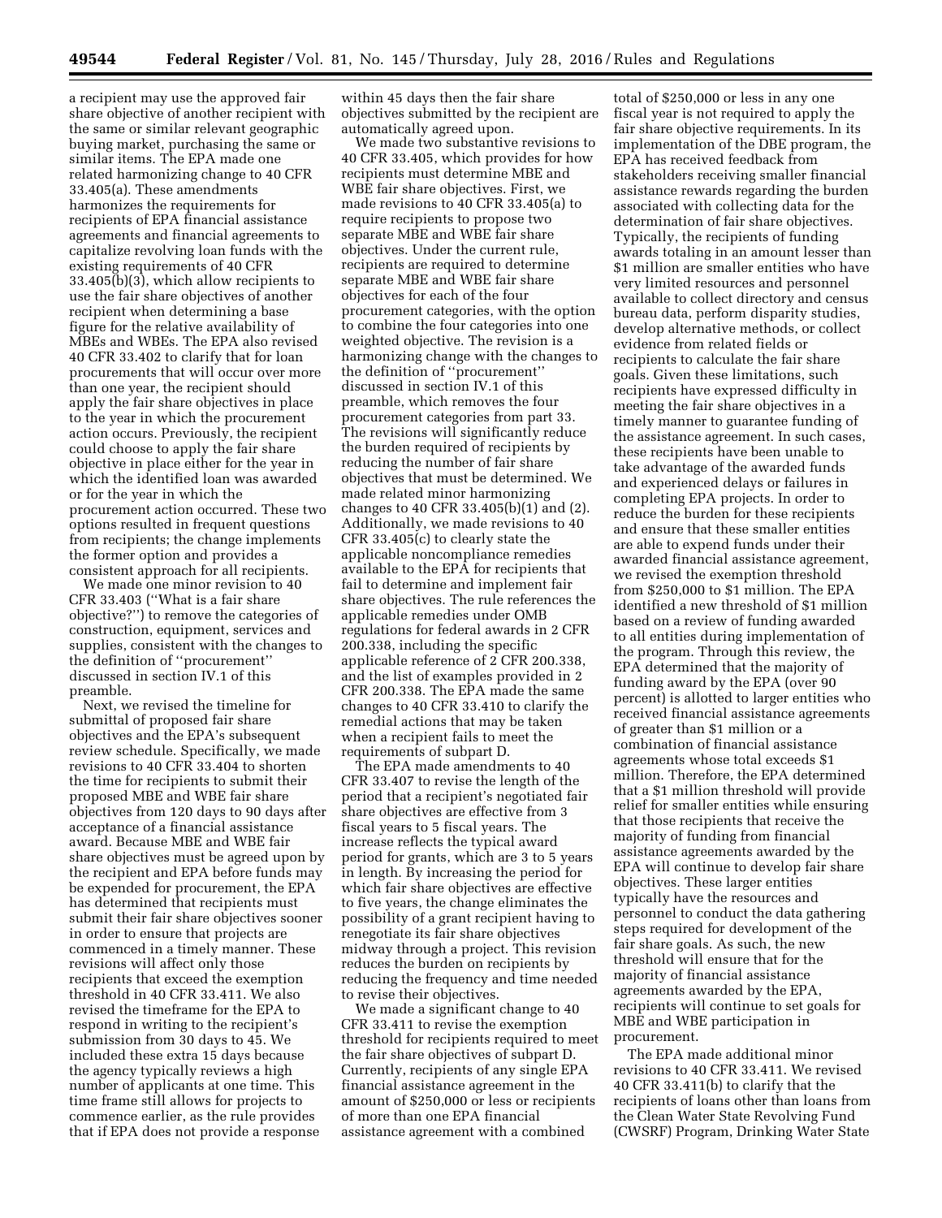a recipient may use the approved fair share objective of another recipient with the same or similar relevant geographic buying market, purchasing the same or similar items. The EPA made one related harmonizing change to 40 CFR 33.405(a). These amendments harmonizes the requirements for recipients of EPA financial assistance agreements and financial agreements to capitalize revolving loan funds with the existing requirements of 40 CFR 33.405(b)(3), which allow recipients to use the fair share objectives of another recipient when determining a base figure for the relative availability of MBEs and WBEs. The EPA also revised 40 CFR 33.402 to clarify that for loan procurements that will occur over more than one year, the recipient should apply the fair share objectives in place to the year in which the procurement action occurs. Previously, the recipient could choose to apply the fair share objective in place either for the year in which the identified loan was awarded or for the year in which the procurement action occurred. These two options resulted in frequent questions from recipients; the change implements the former option and provides a consistent approach for all recipients.

We made one minor revision to 40 CFR 33.403 (''What is a fair share objective?'') to remove the categories of construction, equipment, services and supplies, consistent with the changes to the definition of ''procurement'' discussed in section IV.1 of this preamble.

Next, we revised the timeline for submittal of proposed fair share objectives and the EPA's subsequent review schedule. Specifically, we made revisions to 40 CFR 33.404 to shorten the time for recipients to submit their proposed MBE and WBE fair share objectives from 120 days to 90 days after acceptance of a financial assistance award. Because MBE and WBE fair share objectives must be agreed upon by the recipient and EPA before funds may be expended for procurement, the EPA has determined that recipients must submit their fair share objectives sooner in order to ensure that projects are commenced in a timely manner. These revisions will affect only those recipients that exceed the exemption threshold in 40 CFR 33.411. We also revised the timeframe for the EPA to respond in writing to the recipient's submission from 30 days to 45. We included these extra 15 days because the agency typically reviews a high number of applicants at one time. This time frame still allows for projects to commence earlier, as the rule provides that if EPA does not provide a response within 45 days then the fair share objectives submitted by the recipient are automatically agreed upon.

We made two substantive revisions to 40 CFR 33.405, which provides for how recipients must determine MBE and WBE fair share objectives. First, we made revisions to 40 CFR 33.405(a) to require recipients to propose two separate MBE and WBE fair share objectives. Under the current rule, recipients are required to determine separate MBE and WBE fair share objectives for each of the four procurement categories, with the option to combine the four categories into one weighted objective. The revision is a harmonizing change with the changes to the definition of ''procurement'' discussed in section IV.1 of this preamble, which removes the four procurement categories from part 33. The revisions will significantly reduce the burden required of recipients by reducing the number of fair share objectives that must be determined. We made related minor harmonizing changes to 40 CFR 33.405(b)(1) and (2). Additionally, we made revisions to 40 CFR 33.405(c) to clearly state the applicable noncompliance remedies available to the EPA for recipients that fail to determine and implement fair share objectives. The rule references the applicable remedies under OMB regulations for federal awards in 2 CFR 200.338, including the specific applicable reference of 2 CFR 200.338, and the list of examples provided in 2 CFR 200.338. The EPA made the same changes to 40 CFR 33.410 to clarify the remedial actions that may be taken when a recipient fails to meet the requirements of subpart D.

The EPA made amendments to 40 CFR 33.407 to revise the length of the period that a recipient's negotiated fair share objectives are effective from 3 fiscal years to 5 fiscal years. The increase reflects the typical award period for grants, which are 3 to 5 years in length. By increasing the period for which fair share objectives are effective to five years, the change eliminates the possibility of a grant recipient having to renegotiate its fair share objectives midway through a project. This revision reduces the burden on recipients by reducing the frequency and time needed to revise their objectives.

We made a significant change to 40 CFR 33.411 to revise the exemption threshold for recipients required to meet the fair share objectives of subpart D. Currently, recipients of any single EPA financial assistance agreement in the amount of $250,000 or less or recipients of more than one EPA financial assistance agreement with a combined total of $250,000 or less in any one fiscal year is not required to apply the fair share objective requirements. In its implementation of the DBE program, the EPA has received feedback from stakeholders receiving smaller financial assistance rewards regarding the burden associated with collecting data for the determination of fair share objectives. Typically, the recipients of funding awards totaling in an amount lesser than $1 million are smaller entities who have very limited resources and personnel available to collect directory and census bureau data, perform disparity studies, develop alternative methods, or collect evidence from related fields or recipients to calculate the fair share goals. Given these limitations, such recipients have expressed difficulty in meeting the fair share objectives in a timely manner to guarantee funding of the assistance agreement. In such cases, these recipients have been unable to take advantage of the awarded funds and experienced delays or failures in completing EPA projects. In order to reduce the burden for these recipients and ensure that these smaller entities are able to expend funds under their awarded financial assistance agreement, we revised the exemption threshold from $250,000 to $1 million. The EPA identified a new threshold of $1 million based on a review of funding awarded to all entities during implementation of the program. Through this review, the EPA determined that the majority of funding award by the EPA (over 90 percent) is allotted to larger entities who received financial assistance agreements of greater than $1 million or a combination of financial assistance agreements whose total exceeds $1 million. Therefore, the EPA determined that a $1 million threshold will provide relief for smaller entities while ensuring that those recipients that receive the majority of funding from financial assistance agreements awarded by the EPA will continue to develop fair share objectives. These larger entities typically have the resources and personnel to conduct the data gathering steps required for development of the fair share goals. As such, the new threshold will ensure that for the majority of financial assistance agreements awarded by the EPA, recipients will continue to set goals for MBE and WBE participation in procurement.

The EPA made additional minor revisions to 40 CFR 33.411. We revised 40 CFR 33.411(b) to clarify that the recipients of loans other than loans from the Clean Water State Revolving Fund (CWSRF) Program, Drinking Water State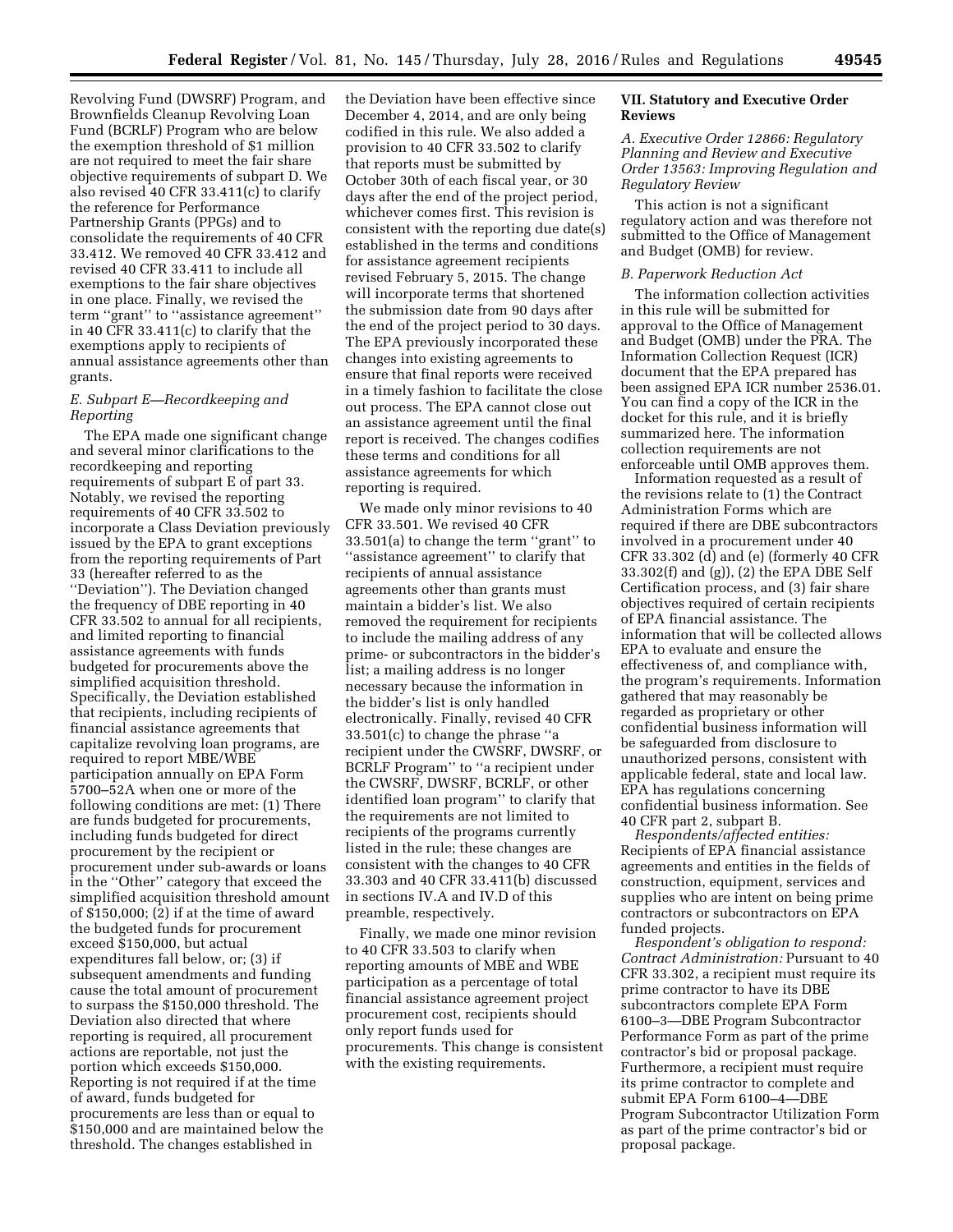Revolving Fund (DWSRF) Program, and Brownfields Cleanup Revolving Loan Fund (BCRLF) Program who are below the exemption threshold of $1 million are not required to meet the fair share objective requirements of subpart D. We also revised 40 CFR 33.411(c) to clarify the reference for Performance Partnership Grants (PPGs) and to consolidate the requirements of 40 CFR 33.412. We removed 40 CFR 33.412 and revised 40 CFR 33.411 to include all exemptions to the fair share objectives in one place. Finally, we revised the term ''grant'' to ''assistance agreement'' in 40 CFR 33.411(c) to clarify that the exemptions apply to recipients of annual assistance agreements other than grants.

### *E. Subpart E—Recordkeeping and Reporting*

The EPA made one significant change and several minor clarifications to the recordkeeping and reporting requirements of subpart E of part 33. Notably, we revised the reporting requirements of 40 CFR 33.502 to incorporate a Class Deviation previously issued by the EPA to grant exceptions from the reporting requirements of Part 33 (hereafter referred to as the ''Deviation''). The Deviation changed the frequency of DBE reporting in 40 CFR 33.502 to annual for all recipients, and limited reporting to financial assistance agreements with funds budgeted for procurements above the simplified acquisition threshold. Specifically, the Deviation established that recipients, including recipients of financial assistance agreements that capitalize revolving loan programs, are required to report MBE/WBE participation annually on EPA Form 5700–52A when one or more of the following conditions are met: (1) There are funds budgeted for procurements, including funds budgeted for direct procurement by the recipient or procurement under sub-awards or loans in the ''Other'' category that exceed the simplified acquisition threshold amount of $150,000; (2) if at the time of award the budgeted funds for procurement exceed $150,000, but actual expenditures fall below, or; (3) if subsequent amendments and funding cause the total amount of procurement to surpass the $150,000 threshold. The Deviation also directed that where reporting is required, all procurement actions are reportable, not just the portion which exceeds $150,000. Reporting is not required if at the time of award, funds budgeted for procurements are less than or equal to $150,000 and are maintained below the threshold. The changes established in the Deviation have been effective since December 4, 2014, and are only being codified in this rule. We also added a provision to 40 CFR 33.502 to clarify that reports must be submitted by October 30th of each fiscal year, or 30 days after the end of the project period, whichever comes first. This revision is consistent with the reporting due date(s) established in the terms and conditions for assistance agreement recipients revised February 5, 2015. The change will incorporate terms that shortened the submission date from 90 days after the end of the project period to 30 days. The EPA previously incorporated these changes into existing agreements to ensure that final reports were received in a timely fashion to facilitate the close out process. The EPA cannot close out an assistance agreement until the final report is received. The changes codifies these terms and conditions for all assistance agreements for which reporting is required.

We made only minor revisions to 40 CFR 33.501. We revised 40 CFR 33.501(a) to change the term ''grant'' to ''assistance agreement'' to clarify that recipients of annual assistance agreements other than grants must maintain a bidder's list. We also removed the requirement for recipients to include the mailing address of any prime- or subcontractors in the bidder's list; a mailing address is no longer necessary because the information in the bidder's list is only handled electronically. Finally, revised 40 CFR 33.501(c) to change the phrase ''a recipient under the CWSRF, DWSRF, or BCRLF Program'' to ''a recipient under the CWSRF, DWSRF, BCRLF, or other identified loan program'' to clarify that the requirements are not limited to recipients of the programs currently listed in the rule; these changes are consistent with the changes to 40 CFR 33.303 and 40 CFR 33.411(b) discussed in sections IV.A and IV.D of this preamble, respectively.

Finally, we made one minor revision to 40 CFR 33.503 to clarify when reporting amounts of MBE and WBE participation as a percentage of total financial assistance agreement project procurement cost, recipients should only report funds used for procurements. This change is consistent with the existing requirements.

## VII. Statutory and Executive Order Reviews

### *A. Executive Order 12866: Regulatory Planning and Review and Executive Order 13563: Improving Regulation and Regulatory Review*

This action is not a significant regulatory action and was therefore not submitted to the Office of Management and Budget (OMB) for review.

### *B. Paperwork Reduction Act*

The information collection activities in this rule will be submitted for approval to the Office of Management and Budget (OMB) under the PRA. The Information Collection Request (ICR) document that the EPA prepared has been assigned EPA ICR number 2536.01. You can find a copy of the ICR in the docket for this rule, and it is briefly summarized here. The information collection requirements are not enforceable until OMB approves them.

Information requested as a result of the revisions relate to (1) the Contract Administration Forms which are required if there are DBE subcontractors involved in a procurement under 40 CFR 33.302 (d) and (e) (formerly 40 CFR 33.302(f) and (g)), (2) the EPA DBE Self Certification process, and (3) fair share objectives required of certain recipients of EPA financial assistance. The information that will be collected allows EPA to evaluate and ensure the effectiveness of, and compliance with, the program's requirements. Information gathered that may reasonably be regarded as proprietary or other confidential business information will be safeguarded from disclosure to unauthorized persons, consistent with applicable federal, state and local law. EPA has regulations concerning confidential business information. See 40 CFR part 2, subpart B.

*Respondents/affected entities:* Recipients of EPA financial assistance agreements and entities in the fields of construction, equipment, services and supplies who are intent on being prime contractors or subcontractors on EPA funded projects.

*Respondent's obligation to respond: Contract Administration:* Pursuant to 40 CFR 33.302, a recipient must require its prime contractor to have its DBE subcontractors complete EPA Form 6100–3—DBE Program Subcontractor Performance Form as part of the prime contractor's bid or proposal package. Furthermore, a recipient must require its prime contractor to complete and submit EPA Form 6100–4—DBE Program Subcontractor Utilization Form as part of the prime contractor's bid or proposal package.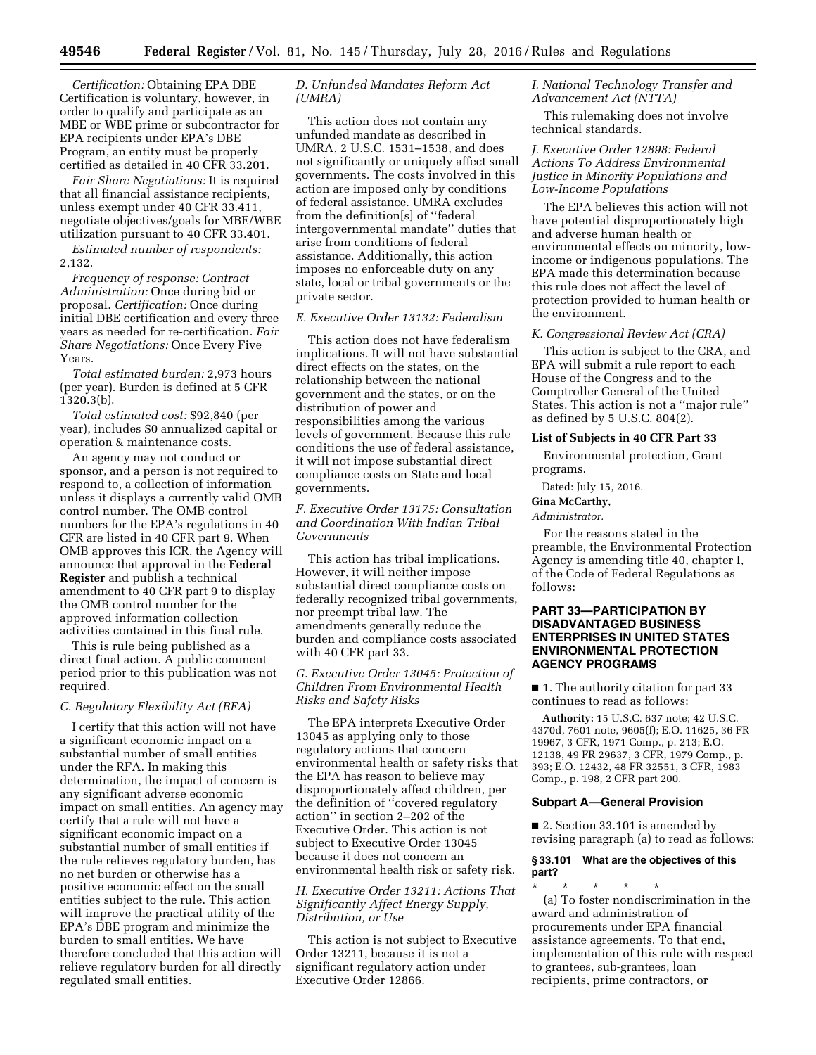*Certification:* Obtaining EPA DBE Certification is voluntary, however, in order to qualify and participate as an MBE or WBE prime or subcontractor for EPA recipients under EPA's DBE Program, an entity must be properly certified as detailed in 40 CFR 33.201.

*Fair Share Negotiations:* It is required that all financial assistance recipients, unless exempt under 40 CFR 33.411, negotiate objectives/goals for MBE/WBE utilization pursuant to 40 CFR 33.401.

*Estimated number of respondents:* 2,132.

*Frequency of response: Contract Administration:* Once during bid or proposal. *Certification:* Once during initial DBE certification and every three years as needed for re-certification. *Fair Share Negotiations:* Once Every Five Years.

*Total estimated burden:* 2,973 hours (per year). Burden is defined at 5 CFR 1320.3(b).

*Total estimated cost:* $92,840 (per year), includes $0 annualized capital or operation & maintenance costs.

An agency may not conduct or sponsor, and a person is not required to respond to, a collection of information unless it displays a currently valid OMB control number. The OMB control numbers for the EPA's regulations in 40 CFR are listed in 40 CFR part 9. When OMB approves this ICR, the Agency will announce that approval in the **Federal Register** and publish a technical amendment to 40 CFR part 9 to display the OMB control number for the approved information collection activities contained in this final rule.

This is rule being published as a direct final action. A public comment period prior to this publication was not required.

### *C. Regulatory Flexibility Act (RFA)*

I certify that this action will not have a significant economic impact on a substantial number of small entities under the RFA. In making this determination, the impact of concern is any significant adverse economic impact on small entities. An agency may certify that a rule will not have a significant economic impact on a substantial number of small entities if the rule relieves regulatory burden, has no net burden or otherwise has a positive economic effect on the small entities subject to the rule. This action will improve the practical utility of the EPA's DBE program and minimize the burden to small entities. We have therefore concluded that this action will relieve regulatory burden for all directly regulated small entities.

### *D. Unfunded Mandates Reform Act (UMRA)*

This action does not contain any unfunded mandate as described in UMRA, 2 U.S.C. 1531–1538, and does not significantly or uniquely affect small governments. The costs involved in this action are imposed only by conditions of federal assistance. UMRA excludes from the definition[s] of ''federal intergovernmental mandate'' duties that arise from conditions of federal assistance. Additionally, this action imposes no enforceable duty on any state, local or tribal governments or the private sector.

### *E. Executive Order 13132: Federalism*

This action does not have federalism implications. It will not have substantial direct effects on the states, on the relationship between the national government and the states, or on the distribution of power and responsibilities among the various levels of government. Because this rule conditions the use of federal assistance, it will not impose substantial direct compliance costs on State and local governments.

### *F. Executive Order 13175: Consultation and Coordination With Indian Tribal Governments*

This action has tribal implications. However, it will neither impose substantial direct compliance costs on federally recognized tribal governments, nor preempt tribal law. The amendments generally reduce the burden and compliance costs associated with 40 CFR part 33.

### *G. Executive Order 13045: Protection of Children From Environmental Health Risks and Safety Risks*

The EPA interprets Executive Order 13045 as applying only to those regulatory actions that concern environmental health or safety risks that the EPA has reason to believe may disproportionately affect children, per the definition of ''covered regulatory action'' in section 2–202 of the Executive Order. This action is not subject to Executive Order 13045 because it does not concern an environmental health risk or safety risk.

### *H. Executive Order 13211: Actions That Significantly Affect Energy Supply, Distribution, or Use*

This action is not subject to Executive Order 13211, because it is not a significant regulatory action under Executive Order 12866.

### *I. National Technology Transfer and Advancement Act (NTTA)*

This rulemaking does not involve technical standards.

### *J. Executive Order 12898: Federal Actions To Address Environmental Justice in Minority Populations and Low-Income Populations*

The EPA believes this action will not have potential disproportionately high and adverse human health or environmental effects on minority, low-income or indigenous populations. The EPA made this determination because this rule does not affect the level of protection provided to human health or the environment.

### *K. Congressional Review Act (CRA)*

This action is subject to the CRA, and EPA will submit a rule report to each House of the Congress and to the Comptroller General of the United States. This action is not a ''major rule'' as defined by 5 U.S.C. 804(2).

### List of Subjects in 40 CFR Part 33

Environmental protection, Grant programs.

Dated: July 15, 2016.

**Gina McCarthy,**

*Administrator.*

For the reasons stated in the preamble, the Environmental Protection Agency is amending title 40, chapter I, of the Code of Federal Regulations as follows:

## PART 33—PARTICIPATION BY DISADVANTAGED BUSINESS ENTERPRISES IN UNITED STATES ENVIRONMENTAL PROTECTION AGENCY PROGRAMS

■ 1. The authority citation for part 33 continues to read as follows:

**Authority:** 15 U.S.C. 637 note; 42 U.S.C. 4370d, 7601 note, 9605(f); E.O. 11625, 36 FR 19967, 3 CFR, 1971 Comp., p. 213; E.O. 12138, 49 FR 29637, 3 CFR, 1979 Comp., p. 393; E.O. 12432, 48 FR 32551, 3 CFR, 1983 Comp., p. 198, 2 CFR part 200.

### Subpart A—General Provision

■ 2. Section 33.101 is amended by revising paragraph (a) to read as follows:

#### § 33.101 What are the objectives of this part?

\* \* \* \* \*

(a) To foster nondiscrimination in the award and administration of procurements under EPA financial assistance agreements. To that end, implementation of this rule with respect to grantees, sub-grantees, loan recipients, prime contractors, or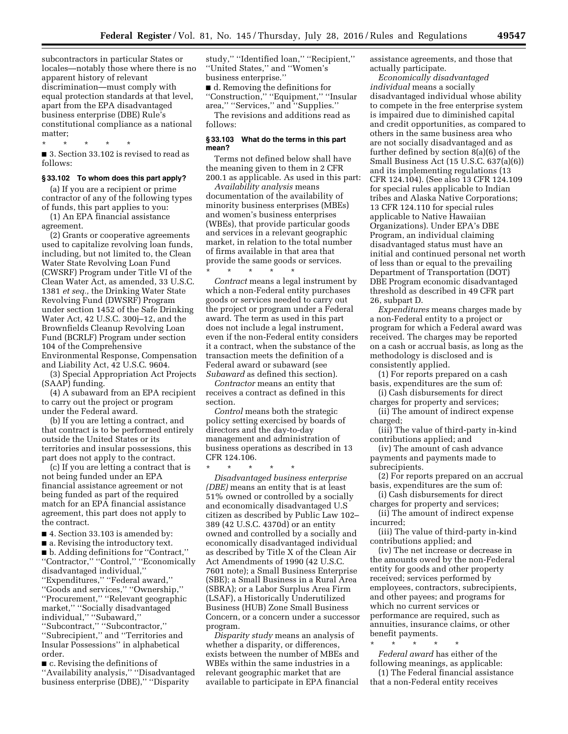subcontractors in particular States or locales—notably those where there is no apparent history of relevant discrimination—must comply with equal protection standards at that level, apart from the EPA disadvantaged business enterprise (DBE) Rule's constitutional compliance as a national matter;

\* \* \* \* \*

■ 3. Section 33.102 is revised to read as follows:

### § 33.102 To whom does this part apply?

(a) If you are a recipient or prime contractor of any of the following types of funds, this part applies to you:

(1) An EPA financial assistance agreement.

(2) Grants or cooperative agreements used to capitalize revolving loan funds, including, but not limited to, the Clean Water State Revolving Loan Fund (CWSRF) Program under Title VI of the Clean Water Act, as amended, 33 U.S.C. 1381 *et seq.,* the Drinking Water State Revolving Fund (DWSRF) Program under section 1452 of the Safe Drinking Water Act, 42 U.S.C. 300j–12, and the Brownfields Cleanup Revolving Loan Fund (BCRLF) Program under section 104 of the Comprehensive Environmental Response, Compensation and Liability Act, 42 U.S.C. 9604.

(3) Special Appropriation Act Projects (SAAP) funding.

(4) A subaward from an EPA recipient to carry out the project or program under the Federal award.

(b) If you are letting a contract, and that contract is to be performed entirely outside the United States or its territories and insular possessions, this part does not apply to the contract.

(c) If you are letting a contract that is not being funded under an EPA financial assistance agreement or not being funded as part of the required match for an EPA financial assistance agreement, this part does not apply to the contract.

■ 4. Section 33.103 is amended by:

■ a. Revising the introductory text.

■ b. Adding definitions for ''Contract,'' ''Contractor,'' ''Control,'' ''Economically disadvantaged individual,'' ''Expenditures,'' ''Federal award,'' ''Goods and services,'' ''Ownership,'' ''Procurement,'' ''Relevant geographic market,'' ''Socially disadvantaged individual,'' ''Subaward,'' ''Subcontract,'' ''Subcontractor,'' ''Subrecipient,'' and ''Territories and Insular Possessions'' in alphabetical order.

■ c. Revising the definitions of ''Availability analysis,'' ''Disadvantaged business enterprise (DBE),'' ''Disparity study,'' ''Identified loan,'' ''Recipient,'' ''United States,'' and ''Women's business enterprise.''

■ d. Removing the definitions for ''Construction,'' ''Equipment,'' ''Insular area,'' ''Services,'' and ''Supplies.''

The revisions and additions read as follows:

### § 33.103 What do the terms in this part mean?

Terms not defined below shall have the meaning given to them in 2 CFR 200.1 as applicable. As used in this part:

*Availability analysis* means documentation of the availability of minority business enterprises (MBEs) and women's business enterprises (WBEs), that provide particular goods and services in a relevant geographic market, in relation to the total number of firms available in that area that provide the same goods or services.

\* \* \* \* \*

*Contract* means a legal instrument by which a non-Federal entity purchases goods or services needed to carry out the project or program under a Federal award. The term as used in this part does not include a legal instrument, even if the non-Federal entity considers it a contract, when the substance of the transaction meets the definition of a Federal award or subaward (see *Subaward* as defined this section).

*Contractor* means an entity that receives a contract as defined in this section.

*Control* means both the strategic policy setting exercised by boards of directors and the day-to-day management and administration of business operations as described in 13 CFR 124.106.

\* \* \* \* \*

*Disadvantaged business enterprise (DBE)* means an entity that is at least 51% owned or controlled by a socially and economically disadvantaged U.S citizen as described by Public Law 102–389 (42 U.S.C. 4370d) or an entity owned and controlled by a socially and economically disadvantaged individual as defined by Title X of the Clean Air Act Amendments of 1990 (42 U.S.C. 7601 note); a Small Business Enterprise (SBE); a Small Business in a Rural Area (SBRA); or a Labor Surplus Area Firm (LSAF), a Historically Underutilized Business (HUB) Zone Small Business Concern, or a concern under a successor program.

*Disparity study* means an analysis of whether a disparity, or differences, exists between the number of MBEs and WBEs within the same industries in a relevant geographic market that are available to participate in EPA financial assistance agreements, and those that actually participate.

*Economically disadvantaged individual* means a socially disadvantaged individual whose ability to compete in the free enterprise system is impaired due to diminished capital and credit opportunities, as compared to others in the same business area who are not socially disadvantaged and as further defined by section 8(a)(6) of the Small Business Act (15 U.S.C. 637(a)(6)) and its implementing regulations (13 CFR 124.104). (See also 13 CFR 124.109 for special rules applicable to Indian tribes and Alaska Native Corporations; 13 CFR 124.110 for special rules applicable to Native Hawaiian Organizations). Under EPA's DBE Program, an individual claiming disadvantaged status must have an initial and continued personal net worth of less than or equal to the prevailing Department of Transportation (DOT) DBE Program economic disadvantaged threshold as described in 49 CFR part 26, subpart D.

*Expenditures* means charges made by a non-Federal entity to a project or program for which a Federal award was received. The charges may be reported on a cash or accrual basis, as long as the methodology is disclosed and is consistently applied.

(1) For reports prepared on a cash basis, expenditures are the sum of:

(i) Cash disbursements for direct charges for property and services;

(ii) The amount of indirect expense charged;

(iii) The value of third-party in-kind contributions applied; and

(iv) The amount of cash advance payments and payments made to subrecipients.

(2) For reports prepared on an accrual basis, expenditures are the sum of:

(i) Cash disbursements for direct charges for property and services;

(ii) The amount of indirect expense incurred;

(iii) The value of third-party in-kind contributions applied; and

(iv) The net increase or decrease in the amounts owed by the non-Federal entity for goods and other property received; services performed by employees, contractors, subrecipients, and other payees; and programs for which no current services or performance are required, such as annuities, insurance claims, or other benefit payments.

\* \* \* \* \*

*Federal award* has either of the following meanings, as applicable:

(1) The Federal financial assistance that a non-Federal entity receives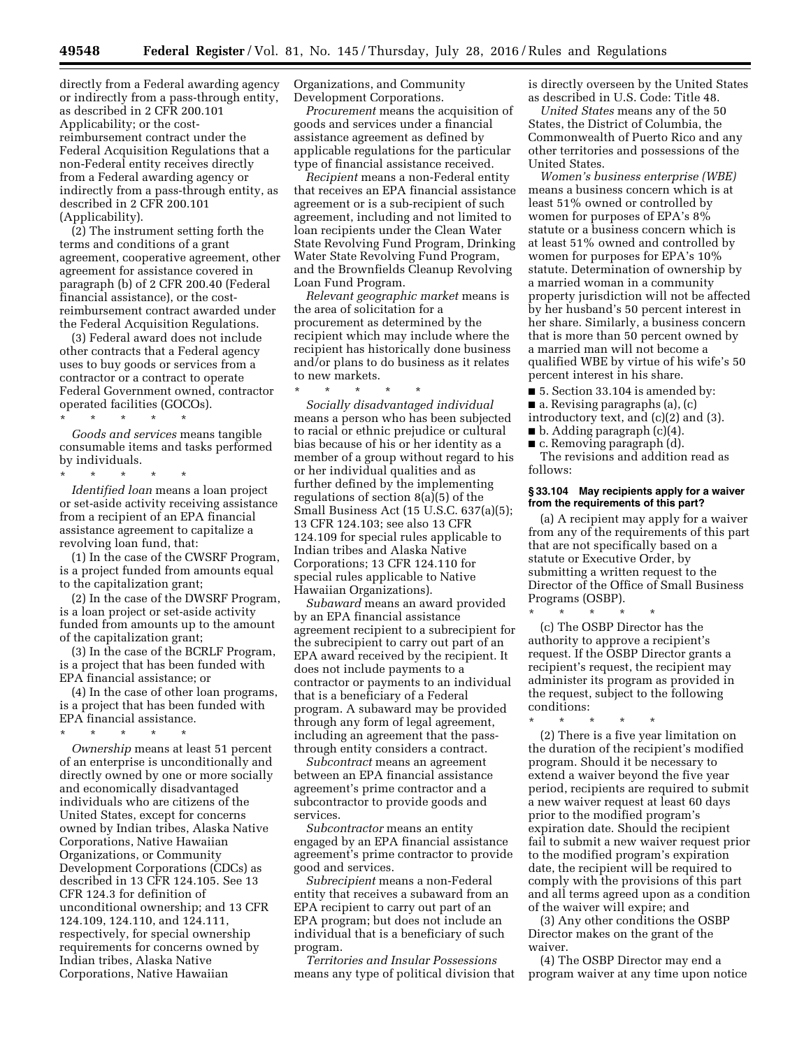directly from a Federal awarding agency or indirectly from a pass-through entity, as described in 2 CFR 200.101 Applicability; or the cost-reimbursement contract under the Federal Acquisition Regulations that a non-Federal entity receives directly from a Federal awarding agency or indirectly from a pass-through entity, as described in 2 CFR 200.101 (Applicability).

(2) The instrument setting forth the terms and conditions of a grant agreement, cooperative agreement, other agreement for assistance covered in paragraph (b) of 2 CFR 200.40 (Federal financial assistance), or the cost-reimbursement contract awarded under the Federal Acquisition Regulations.

(3) Federal award does not include other contracts that a Federal agency uses to buy goods or services from a contractor or a contract to operate Federal Government owned, contractor operated facilities (GOCOs).

\* \* \* \* \*

*Goods and services* means tangible consumable items and tasks performed by individuals.

\* \* \* \* \*

*Identified loan* means a loan project or set-aside activity receiving assistance from a recipient of an EPA financial assistance agreement to capitalize a revolving loan fund, that:

(1) In the case of the CWSRF Program, is a project funded from amounts equal to the capitalization grant;

(2) In the case of the DWSRF Program, is a loan project or set-aside activity funded from amounts up to the amount of the capitalization grant;

(3) In the case of the BCRLF Program, is a project that has been funded with EPA financial assistance; or

(4) In the case of other loan programs, is a project that has been funded with EPA financial assistance.

\* \* \* \* \*

*Ownership* means at least 51 percent of an enterprise is unconditionally and directly owned by one or more socially and economically disadvantaged individuals who are citizens of the United States, except for concerns owned by Indian tribes, Alaska Native Corporations, Native Hawaiian Organizations, or Community Development Corporations (CDCs) as described in 13 CFR 124.105. See 13 CFR 124.3 for definition of unconditional ownership; and 13 CFR 124.109, 124.110, and 124.111, respectively, for special ownership requirements for concerns owned by Indian tribes, Alaska Native Corporations, Native Hawaiian Organizations, and Community Development Corporations.

*Procurement* means the acquisition of goods and services under a financial assistance agreement as defined by applicable regulations for the particular type of financial assistance received.

*Recipient* means a non-Federal entity that receives an EPA financial assistance agreement or is a sub-recipient of such agreement, including and not limited to loan recipients under the Clean Water State Revolving Fund Program, Drinking Water State Revolving Fund Program, and the Brownfields Cleanup Revolving Loan Fund Program.

*Relevant geographic market* means is the area of solicitation for a procurement as determined by the recipient which may include where the recipient has historically done business and/or plans to do business as it relates to new markets.

\* \* \* \* \*

*Socially disadvantaged individual* means a person who has been subjected to racial or ethnic prejudice or cultural bias because of his or her identity as a member of a group without regard to his or her individual qualities and as further defined by the implementing regulations of section 8(a)(5) of the Small Business Act (15 U.S.C. 637(a)(5); 13 CFR 124.103; see also 13 CFR 124.109 for special rules applicable to Indian tribes and Alaska Native Corporations; 13 CFR 124.110 for special rules applicable to Native Hawaiian Organizations).

*Subaward* means an award provided by an EPA financial assistance agreement recipient to a subrecipient for the subrecipient to carry out part of an EPA award received by the recipient. It does not include payments to a contractor or payments to an individual that is a beneficiary of a Federal program. A subaward may be provided through any form of legal agreement, including an agreement that the pass-through entity considers a contract.

*Subcontract* means an agreement between an EPA financial assistance agreement's prime contractor and a subcontractor to provide goods and services.

*Subcontractor* means an entity engaged by an EPA financial assistance agreement's prime contractor to provide good and services.

*Subrecipient* means a non-Federal entity that receives a subaward from an EPA recipient to carry out part of an EPA program; but does not include an individual that is a beneficiary of such program.

*Territories and Insular Possessions* means any type of political division that is directly overseen by the United States as described in U.S. Code: Title 48.

*United States* means any of the 50 States, the District of Columbia, the Commonwealth of Puerto Rico and any other territories and possessions of the United States.

*Women's business enterprise (WBE)* means a business concern which is at least 51% owned or controlled by women for purposes of EPA's 8% statute or a business concern which is at least 51% owned and controlled by women for purposes for EPA's 10% statute. Determination of ownership by a married woman in a community property jurisdiction will not be affected by her husband's 50 percent interest in her share. Similarly, a business concern that is more than 50 percent owned by a married man will not become a qualified WBE by virtue of his wife's 50 percent interest in his share.

■ 5. Section 33.104 is amended by:

■ a. Revising paragraphs (a), (c) introductory text, and (c)(2) and (3).

■ b. Adding paragraph (c)(4).

■ c. Removing paragraph (d).

The revisions and addition read as follows:

### § 33.104 May recipients apply for a waiver from the requirements of this part?

(a) A recipient may apply for a waiver from any of the requirements of this part that are not specifically based on a statute or Executive Order, by submitting a written request to the Director of the Office of Small Business Programs (OSBP).

\* \* \* \* \*

(c) The OSBP Director has the authority to approve a recipient's request. If the OSBP Director grants a recipient's request, the recipient may administer its program as provided in the request, subject to the following conditions:

\* \* \* \* \*

(2) There is a five year limitation on the duration of the recipient's modified program. Should it be necessary to extend a waiver beyond the five year period, recipients are required to submit a new waiver request at least 60 days prior to the modified program's expiration date. Should the recipient fail to submit a new waiver request prior to the modified program's expiration date, the recipient will be required to comply with the provisions of this part and all terms agreed upon as a condition of the waiver will expire; and

(3) Any other conditions the OSBP Director makes on the grant of the waiver.

(4) The OSBP Director may end a program waiver at any time upon notice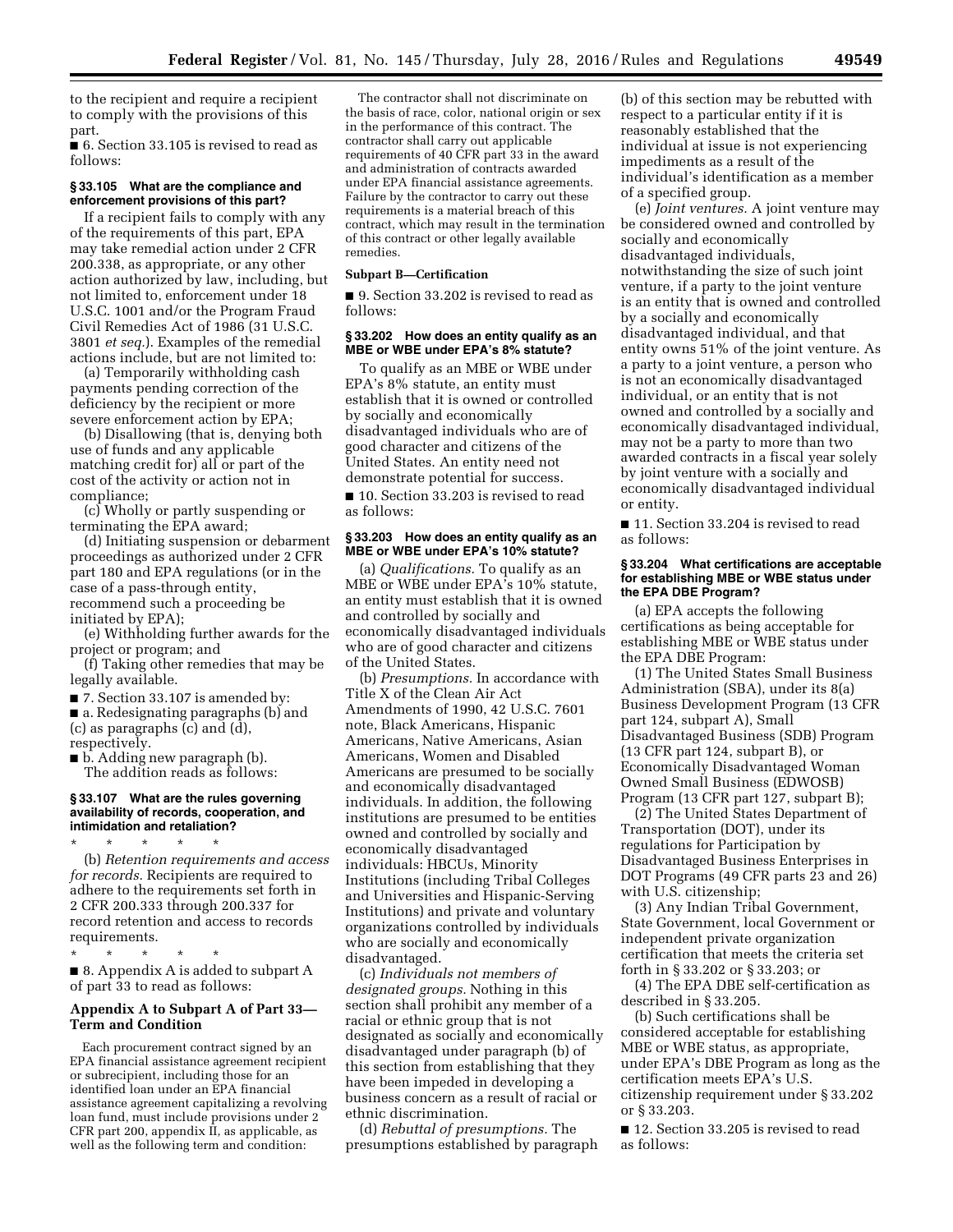to the recipient and require a recipient to comply with the provisions of this part.

■ 6. Section 33.105 is revised to read as follows:

### § 33.105 What are the compliance and enforcement provisions of this part?

If a recipient fails to comply with any of the requirements of this part, EPA may take remedial action under 2 CFR 200.338, as appropriate, or any other action authorized by law, including, but not limited to, enforcement under 18 U.S.C. 1001 and/or the Program Fraud Civil Remedies Act of 1986 (31 U.S.C. 3801 *et seq.*). Examples of the remedial actions include, but are not limited to:

(a) Temporarily withholding cash payments pending correction of the deficiency by the recipient or more severe enforcement action by EPA;

(b) Disallowing (that is, denying both use of funds and any applicable matching credit for) all or part of the cost of the activity or action not in compliance;

(c) Wholly or partly suspending or terminating the EPA award;

(d) Initiating suspension or debarment proceedings as authorized under 2 CFR part 180 and EPA regulations (or in the case of a pass-through entity, recommend such a proceeding be initiated by EPA);

(e) Withholding further awards for the project or program; and

(f) Taking other remedies that may be legally available.

■ 7. Section 33.107 is amended by:

■ a. Redesignating paragraphs (b) and (c) as paragraphs (c) and (d), respectively.

■ b. Adding new paragraph (b).

The addition reads as follows:

### § 33.107 What are the rules governing availability of records, cooperation, and intimidation and retaliation?

\* \* \* \* \*

(b) *Retention requirements and access for records.* Recipients are required to adhere to the requirements set forth in 2 CFR 200.333 through 200.337 for record retention and access to records requirements.

\* \* \* \* \*

■ 8. Appendix A is added to subpart A of part 33 to read as follows:

### Appendix A to Subpart A of Part 33—Term and Condition

Each procurement contract signed by an EPA financial assistance agreement recipient or subrecipient, including those for an identified loan under an EPA financial assistance agreement capitalizing a revolving loan fund, must include provisions under 2 CFR part 200, appendix II, as applicable, as well as the following term and condition:

The contractor shall not discriminate on the basis of race, color, national origin or sex in the performance of this contract. The contractor shall carry out applicable requirements of 40 CFR part 33 in the award and administration of contracts awarded under EPA financial assistance agreements. Failure by the contractor to carry out these requirements is a material breach of this contract, which may result in the termination of this contract or other legally available remedies.

**Subpart B—Certification**

■ 9. Section 33.202 is revised to read as follows:

### § 33.202 How does an entity qualify as an MBE or WBE under EPA's 8% statute?

To qualify as an MBE or WBE under EPA's 8% statute, an entity must establish that it is owned or controlled by socially and economically disadvantaged individuals who are of good character and citizens of the United States. An entity need not demonstrate potential for success.

■ 10. Section 33.203 is revised to read as follows:

### § 33.203 How does an entity qualify as an MBE or WBE under EPA's 10% statute?

(a) *Qualifications.* To qualify as an MBE or WBE under EPA's 10% statute, an entity must establish that it is owned and controlled by socially and economically disadvantaged individuals who are of good character and citizens of the United States.

(b) *Presumptions.* In accordance with Title X of the Clean Air Act Amendments of 1990, 42 U.S.C. 7601 note, Black Americans, Hispanic Americans, Native Americans, Asian Americans, Women and Disabled Americans are presumed to be socially and economically disadvantaged individuals. In addition, the following institutions are presumed to be entities owned and controlled by socially and economically disadvantaged individuals: HBCUs, Minority Institutions (including Tribal Colleges and Universities and Hispanic-Serving Institutions) and private and voluntary organizations controlled by individuals who are socially and economically disadvantaged.

(c) *Individuals not members of designated groups.* Nothing in this section shall prohibit any member of a racial or ethnic group that is not designated as socially and economically disadvantaged under paragraph (b) of this section from establishing that they have been impeded in developing a business concern as a result of racial or ethnic discrimination.

(d) *Rebuttal of presumptions.* The presumptions established by paragraph (b) of this section may be rebutted with respect to a particular entity if it is reasonably established that the individual at issue is not experiencing impediments as a result of the individual's identification as a member of a specified group.

(e) *Joint ventures.* A joint venture may be considered owned and controlled by socially and economically disadvantaged individuals, notwithstanding the size of such joint venture, if a party to the joint venture is an entity that is owned and controlled by a socially and economically disadvantaged individual, and that entity owns 51% of the joint venture. As a party to a joint venture, a person who is not an economically disadvantaged individual, or an entity that is not owned and controlled by a socially and economically disadvantaged individual, may not be a party to more than two awarded contracts in a fiscal year solely by joint venture with a socially and economically disadvantaged individual or entity.

■ 11. Section 33.204 is revised to read as follows:

### § 33.204 What certifications are acceptable for establishing MBE or WBE status under the EPA DBE Program?

(a) EPA accepts the following certifications as being acceptable for establishing MBE or WBE status under the EPA DBE Program:

(1) The United States Small Business Administration (SBA), under its 8(a) Business Development Program (13 CFR part 124, subpart A), Small Disadvantaged Business (SDB) Program (13 CFR part 124, subpart B), or Economically Disadvantaged Woman Owned Small Business (EDWOSB) Program (13 CFR part 127, subpart B);

(2) The United States Department of Transportation (DOT), under its regulations for Participation by Disadvantaged Business Enterprises in DOT Programs (49 CFR parts 23 and 26) with U.S. citizenship;

(3) Any Indian Tribal Government, State Government, local Government or independent private organization certification that meets the criteria set forth in § 33.202 or § 33.203; or

(4) The EPA DBE self-certification as described in § 33.205.

(b) Such certifications shall be considered acceptable for establishing MBE or WBE status, as appropriate, under EPA's DBE Program as long as the certification meets EPA's U.S. citizenship requirement under § 33.202 or § 33.203.

■ 12. Section 33.205 is revised to read as follows: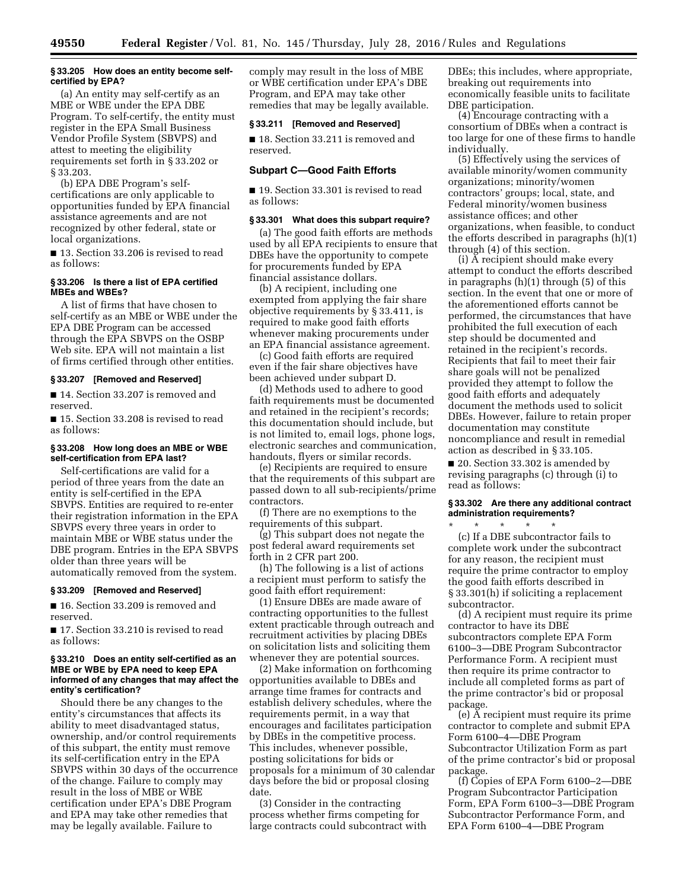**§ 33.205 How does an entity become self-certified by EPA?**

(a) An entity may self-certify as an MBE or WBE under the EPA DBE Program. To self-certify, the entity must register in the EPA Small Business Vendor Profile System (SBVPS) and attest to meeting the eligibility requirements set forth in § 33.202 or § 33.203.

(b) EPA DBE Program's self-certifications are only applicable to opportunities funded by EPA financial assistance agreements and are not recognized by other federal, state or local organizations.

■ 13. Section 33.206 is revised to read as follows:

**§ 33.206 Is there a list of EPA certified MBEs and WBEs?**

A list of firms that have chosen to self-certify as an MBE or WBE under the EPA DBE Program can be accessed through the EPA SBVPS on the OSBP Web site. EPA will not maintain a list of firms certified through other entities.

**§ 33.207 [Removed and Reserved]**

■ 14. Section 33.207 is removed and reserved.

■ 15. Section 33.208 is revised to read as follows:

**§ 33.208 How long does an MBE or WBE self-certification from EPA last?**

Self-certifications are valid for a period of three years from the date an entity is self-certified in the EPA SBVPS. Entities are required to re-enter their registration information in the EPA SBVPS every three years in order to maintain MBE or WBE status under the DBE program. Entries in the EPA SBVPS older than three years will be automatically removed from the system.

**§ 33.209 [Removed and Reserved]**

■ 16. Section 33.209 is removed and reserved.

■ 17. Section 33.210 is revised to read as follows:

**§ 33.210 Does an entity self-certified as an MBE or WBE by EPA need to keep EPA informed of any changes that may affect the entity's certification?**

Should there be any changes to the entity's circumstances that affects its ability to meet disadvantaged status, ownership, and/or control requirements of this subpart, the entity must remove its self-certification entry in the EPA SBVPS within 30 days of the occurrence of the change. Failure to comply may result in the loss of MBE or WBE certification under EPA's DBE Program and EPA may take other remedies that may be legally available. Failure to comply may result in the loss of MBE or WBE certification under EPA's DBE Program, and EPA may take other remedies that may be legally available.

**§ 33.211 [Removed and Reserved]**

■ 18. Section 33.211 is removed and reserved.

## Subpart C—Good Faith Efforts

■ 19. Section 33.301 is revised to read as follows:

**§ 33.301 What does this subpart require?**

(a) The good faith efforts are methods used by all EPA recipients to ensure that DBEs have the opportunity to compete for procurements funded by EPA financial assistance dollars.

(b) A recipient, including one exempted from applying the fair share objective requirements by § 33.411, is required to make good faith efforts whenever making procurements under an EPA financial assistance agreement.

(c) Good faith efforts are required even if the fair share objectives have been achieved under subpart D.

(d) Methods used to adhere to good faith requirements must be documented and retained in the recipient's records; this documentation should include, but is not limited to, email logs, phone logs, electronic searches and communication, handouts, flyers or similar records.

(e) Recipients are required to ensure that the requirements of this subpart are passed down to all sub-recipients/prime contractors.

(f) There are no exemptions to the requirements of this subpart.

(g) This subpart does not negate the post federal award requirements set forth in 2 CFR part 200.

(h) The following is a list of actions a recipient must perform to satisfy the good faith effort requirement:

(1) Ensure DBEs are made aware of contracting opportunities to the fullest extent practicable through outreach and recruitment activities by placing DBEs on solicitation lists and soliciting them whenever they are potential sources.

(2) Make information on forthcoming opportunities available to DBEs and arrange time frames for contracts and establish delivery schedules, where the requirements permit, in a way that encourages and facilitates participation by DBEs in the competitive process. This includes, whenever possible, posting solicitations for bids or proposals for a minimum of 30 calendar days before the bid or proposal closing date.

(3) Consider in the contracting process whether firms competing for large contracts could subcontract with DBEs; this includes, where appropriate, breaking out requirements into economically feasible units to facilitate DBE participation.

(4) Encourage contracting with a consortium of DBEs when a contract is too large for one of these firms to handle individually.

(5) Effectively using the services of available minority/women community organizations; minority/women contractors' groups; local, state, and Federal minority/women business assistance offices; and other organizations, when feasible, to conduct the efforts described in paragraphs (h)(1) through (4) of this section.

(i) A recipient should make every attempt to conduct the efforts described in paragraphs (h)(1) through (5) of this section. In the event that one or more of the aforementioned efforts cannot be performed, the circumstances that have prohibited the full execution of each step should be documented and retained in the recipient's records. Recipients that fail to meet their fair share goals will not be penalized provided they attempt to follow the good faith efforts and adequately document the methods used to solicit DBEs. However, failure to retain proper documentation may constitute noncompliance and result in remedial action as described in § 33.105.

■ 20. Section 33.302 is amended by revising paragraphs (c) through (i) to read as follows:

**§ 33.302 Are there any additional contract administration requirements?**

\* \* \* \* \*

(c) If a DBE subcontractor fails to complete work under the subcontract for any reason, the recipient must require the prime contractor to employ the good faith efforts described in § 33.301(h) if soliciting a replacement subcontractor.

(d) A recipient must require its prime contractor to have its DBE subcontractors complete EPA Form 6100–3—DBE Program Subcontractor Performance Form. A recipient must then require its prime contractor to include all completed forms as part of the prime contractor's bid or proposal package.

(e) A recipient must require its prime contractor to complete and submit EPA Form 6100–4—DBE Program Subcontractor Utilization Form as part of the prime contractor's bid or proposal package.

(f) Copies of EPA Form 6100–2—DBE Program Subcontractor Participation Form, EPA Form 6100–3—DBE Program Subcontractor Performance Form, and EPA Form 6100–4—DBE Program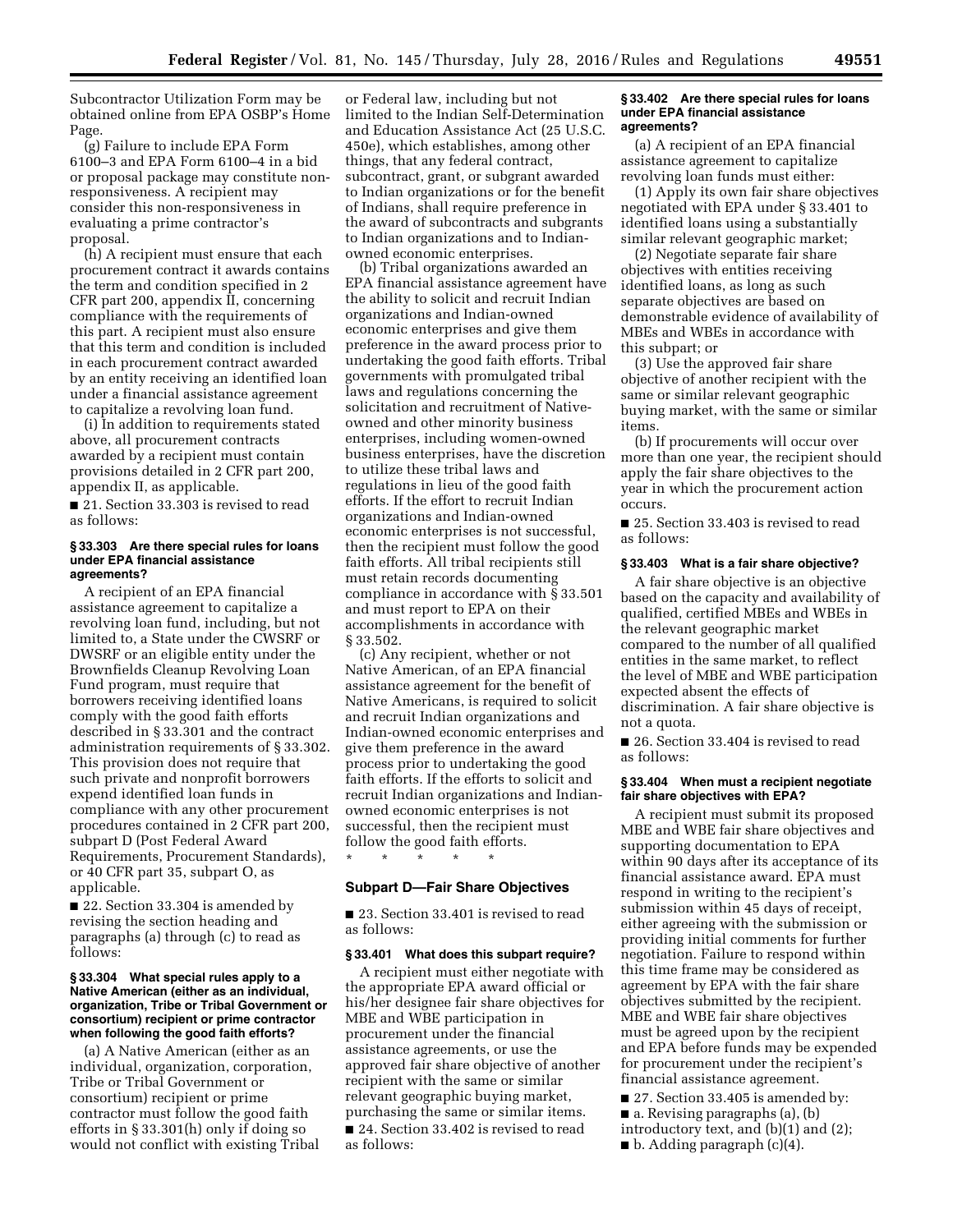Subcontractor Utilization Form may be obtained online from EPA OSBP's Home Page.

(g) Failure to include EPA Form 6100–3 and EPA Form 6100–4 in a bid or proposal package may constitute non-responsiveness. A recipient may consider this non-responsiveness in evaluating a prime contractor's proposal.

(h) A recipient must ensure that each procurement contract it awards contains the term and condition specified in 2 CFR part 200, appendix II, concerning compliance with the requirements of this part. A recipient must also ensure that this term and condition is included in each procurement contract awarded by an entity receiving an identified loan under a financial assistance agreement to capitalize a revolving loan fund.

(i) In addition to requirements stated above, all procurement contracts awarded by a recipient must contain provisions detailed in 2 CFR part 200, appendix II, as applicable.

■ 21. Section 33.303 is revised to read as follows:

#### § 33.303 Are there special rules for loans under EPA financial assistance agreements?

A recipient of an EPA financial assistance agreement to capitalize a revolving loan fund, including, but not limited to, a State under the CWSRF or DWSRF or an eligible entity under the Brownfields Cleanup Revolving Loan Fund program, must require that borrowers receiving identified loans comply with the good faith efforts described in § 33.301 and the contract administration requirements of § 33.302. This provision does not require that such private and nonprofit borrowers expend identified loan funds in compliance with any other procurement procedures contained in 2 CFR part 200, subpart D (Post Federal Award Requirements, Procurement Standards), or 40 CFR part 35, subpart O, as applicable.

■ 22. Section 33.304 is amended by revising the section heading and paragraphs (a) through (c) to read as follows:

#### § 33.304 What special rules apply to a Native American (either as an individual, organization, Tribe or Tribal Government or consortium) recipient or prime contractor when following the good faith efforts?

(a) A Native American (either as an individual, organization, corporation, Tribe or Tribal Government or consortium) recipient or prime contractor must follow the good faith efforts in § 33.301(h) only if doing so would not conflict with existing Tribal or Federal law, including but not limited to the Indian Self-Determination and Education Assistance Act (25 U.S.C. 450e), which establishes, among other things, that any federal contract, subcontract, grant, or subgrant awarded to Indian organizations or for the benefit of Indians, shall require preference in the award of subcontracts and subgrants to Indian organizations and to Indian-owned economic enterprises.

(b) Tribal organizations awarded an EPA financial assistance agreement have the ability to solicit and recruit Indian organizations and Indian-owned economic enterprises and give them preference in the award process prior to undertaking the good faith efforts. Tribal governments with promulgated tribal laws and regulations concerning the solicitation and recruitment of Native-owned and other minority business enterprises, including women-owned business enterprises, have the discretion to utilize these tribal laws and regulations in lieu of the good faith efforts. If the effort to recruit Indian organizations and Indian-owned economic enterprises is not successful, then the recipient must follow the good faith efforts. All tribal recipients still must retain records documenting compliance in accordance with § 33.501 and must report to EPA on their accomplishments in accordance with § 33.502.

(c) Any recipient, whether or not Native American, of an EPA financial assistance agreement for the benefit of Native Americans, is required to solicit and recruit Indian organizations and Indian-owned economic enterprises and give them preference in the award process prior to undertaking the good faith efforts. If the efforts to solicit and recruit Indian organizations and Indian-owned economic enterprises is not successful, then the recipient must follow the good faith efforts.

\* \* \* \* \*

### Subpart D—Fair Share Objectives

■ 23. Section 33.401 is revised to read as follows:

#### § 33.401 What does this subpart require?

A recipient must either negotiate with the appropriate EPA award official or his/her designee fair share objectives for MBE and WBE participation in procurement under the financial assistance agreements, or use the approved fair share objective of another recipient with the same or similar relevant geographic buying market, purchasing the same or similar items.

■ 24. Section 33.402 is revised to read as follows:

#### § 33.402 Are there special rules for loans under EPA financial assistance agreements?

(a) A recipient of an EPA financial assistance agreement to capitalize revolving loan funds must either:

(1) Apply its own fair share objectives negotiated with EPA under § 33.401 to identified loans using a substantially similar relevant geographic market;

(2) Negotiate separate fair share objectives with entities receiving identified loans, as long as such separate objectives are based on demonstrable evidence of availability of MBEs and WBEs in accordance with this subpart; or

(3) Use the approved fair share objective of another recipient with the same or similar relevant geographic buying market, with the same or similar items.

(b) If procurements will occur over more than one year, the recipient should apply the fair share objectives to the year in which the procurement action occurs.

■ 25. Section 33.403 is revised to read as follows:

#### § 33.403 What is a fair share objective?

A fair share objective is an objective based on the capacity and availability of qualified, certified MBEs and WBEs in the relevant geographic market compared to the number of all qualified entities in the same market, to reflect the level of MBE and WBE participation expected absent the effects of discrimination. A fair share objective is not a quota.

■ 26. Section 33.404 is revised to read as follows:

#### § 33.404 When must a recipient negotiate fair share objectives with EPA?

A recipient must submit its proposed MBE and WBE fair share objectives and supporting documentation to EPA within 90 days after its acceptance of its financial assistance award. EPA must respond in writing to the recipient's submission within 45 days of receipt, either agreeing with the submission or providing initial comments for further negotiation. Failure to respond within this time frame may be considered as agreement by EPA with the fair share objectives submitted by the recipient. MBE and WBE fair share objectives must be agreed upon by the recipient and EPA before funds may be expended for procurement under the recipient's financial assistance agreement.

■ 27. Section 33.405 is amended by:

■ a. Revising paragraphs (a), (b) introductory text, and (b)(1) and (2);

■ b. Adding paragraph (c)(4).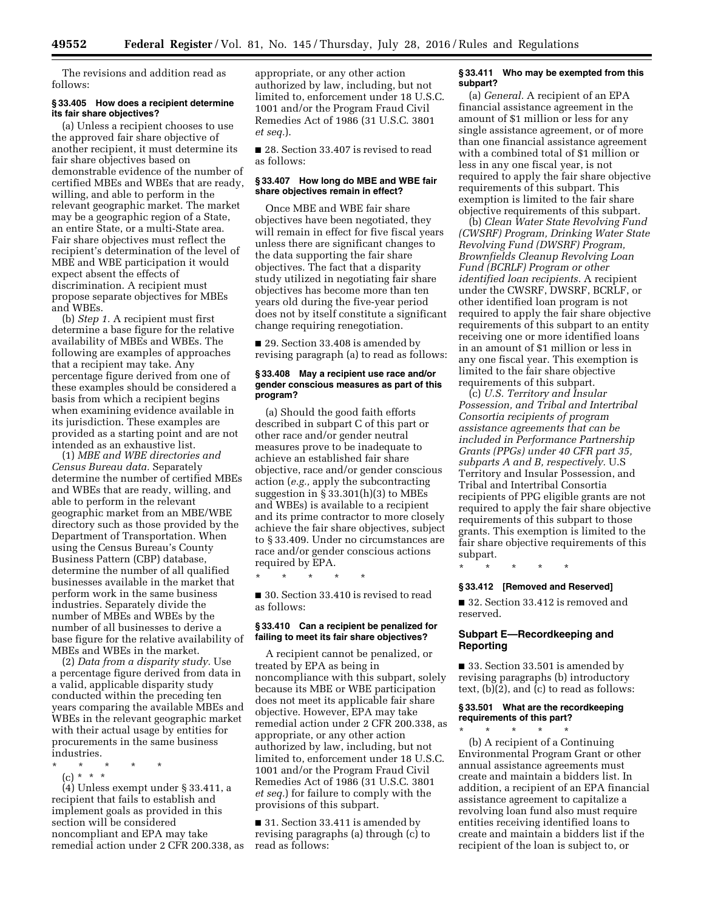The revisions and addition read as follows:

**§ 33.405 How does a recipient determine its fair share objectives?**

(a) Unless a recipient chooses to use the approved fair share objective of another recipient, it must determine its fair share objectives based on demonstrable evidence of the number of certified MBEs and WBEs that are ready, willing, and able to perform in the relevant geographic market. The market may be a geographic region of a State, an entire State, or a multi-State area. Fair share objectives must reflect the recipient's determination of the level of MBE and WBE participation it would expect absent the effects of discrimination. A recipient must propose separate objectives for MBEs and WBEs.

(b) *Step 1.* A recipient must first determine a base figure for the relative availability of MBEs and WBEs. The following are examples of approaches that a recipient may take. Any percentage figure derived from one of these examples should be considered a basis from which a recipient begins when examining evidence available in its jurisdiction. These examples are provided as a starting point and are not intended as an exhaustive list.

(1) *MBE and WBE directories and Census Bureau data.* Separately determine the number of certified MBEs and WBEs that are ready, willing, and able to perform in the relevant geographic market from an MBE/WBE directory such as those provided by the Department of Transportation. When using the Census Bureau's County Business Pattern (CBP) database, determine the number of all qualified businesses available in the market that perform work in the same business industries. Separately divide the number of MBEs and WBEs by the number of all businesses to derive a base figure for the relative availability of MBEs and WBEs in the market.

(2) *Data from a disparity study.* Use a percentage figure derived from data in a valid, applicable disparity study conducted within the preceding ten years comparing the available MBEs and WBEs in the relevant geographic market with their actual usage by entities for procurements in the same business industries.

\* \* \* \* \*

(c) \* \* \*

(4) Unless exempt under § 33.411, a recipient that fails to establish and implement goals as provided in this section will be considered noncompliant and EPA may take remedial action under 2 CFR 200.338, as appropriate, or any other action authorized by law, including, but not limited to, enforcement under 18 U.S.C. 1001 and/or the Program Fraud Civil Remedies Act of 1986 (31 U.S.C. 3801 *et seq.*).

■ 28. Section 33.407 is revised to read as follows:

**§ 33.407 How long do MBE and WBE fair share objectives remain in effect?**

Once MBE and WBE fair share objectives have been negotiated, they will remain in effect for five fiscal years unless there are significant changes to the data supporting the fair share objectives. The fact that a disparity study utilized in negotiating fair share objectives has become more than ten years old during the five-year period does not by itself constitute a significant change requiring renegotiation.

■ 29. Section 33.408 is amended by revising paragraph (a) to read as follows:

**§ 33.408 May a recipient use race and/or gender conscious measures as part of this program?**

(a) Should the good faith efforts described in subpart C of this part or other race and/or gender neutral measures prove to be inadequate to achieve an established fair share objective, race and/or gender conscious action (*e.g.,* apply the subcontracting suggestion in § 33.301(h)(3) to MBEs and WBEs) is available to a recipient and its prime contractor to more closely achieve the fair share objectives, subject to § 33.409. Under no circumstances are race and/or gender conscious actions required by EPA.

\* \* \* \* \*

■ 30. Section 33.410 is revised to read as follows:

**§ 33.410 Can a recipient be penalized for failing to meet its fair share objectives?**

A recipient cannot be penalized, or treated by EPA as being in noncompliance with this subpart, solely because its MBE or WBE participation does not meet its applicable fair share objective. However, EPA may take remedial action under 2 CFR 200.338, as appropriate, or any other action authorized by law, including, but not limited to, enforcement under 18 U.S.C. 1001 and/or the Program Fraud Civil Remedies Act of 1986 (31 U.S.C. 3801 *et seq.*) for failure to comply with the provisions of this subpart.

■ 31. Section 33.411 is amended by revising paragraphs (a) through (c) to read as follows:

**§ 33.411 Who may be exempted from this subpart?**

(a) *General.* A recipient of an EPA financial assistance agreement in the amount of $1 million or less for any single assistance agreement, or of more than one financial assistance agreement with a combined total of $1 million or less in any one fiscal year, is not required to apply the fair share objective requirements of this subpart. This exemption is limited to the fair share objective requirements of this subpart.

(b) *Clean Water State Revolving Fund (CWSRF) Program, Drinking Water State Revolving Fund (DWSRF) Program, Brownfields Cleanup Revolving Loan Fund (BCRLF) Program or other identified loan recipients.* A recipient under the CWSRF, DWSRF, BCRLF, or other identified loan program is not required to apply the fair share objective requirements of this subpart to an entity receiving one or more identified loans in an amount of $1 million or less in any one fiscal year. This exemption is limited to the fair share objective requirements of this subpart.

(c) *U.S. Territory and Insular Possession, and Tribal and Intertribal Consortia recipients of program assistance agreements that can be included in Performance Partnership Grants (PPGs) under 40 CFR part 35, subparts A and B, respectively.* U.S Territory and Insular Possession, and Tribal and Intertribal Consortia recipients of PPG eligible grants are not required to apply the fair share objective requirements of this subpart to those grants. This exemption is limited to the fair share objective requirements of this subpart.

\* \* \* \* \*

**§ 33.412 [Removed and Reserved]**

■ 32. Section 33.412 is removed and reserved.

## Subpart E—Recordkeeping and Reporting

■ 33. Section 33.501 is amended by revising paragraphs (b) introductory text, (b)(2), and (c) to read as follows:

**§ 33.501 What are the recordkeeping requirements of this part?**

\* \* \* \* \*

(b) A recipient of a Continuing Environmental Program Grant or other annual assistance agreements must create and maintain a bidders list. In addition, a recipient of an EPA financial assistance agreement to capitalize a revolving loan fund also must require entities receiving identified loans to create and maintain a bidders list if the recipient of the loan is subject to, or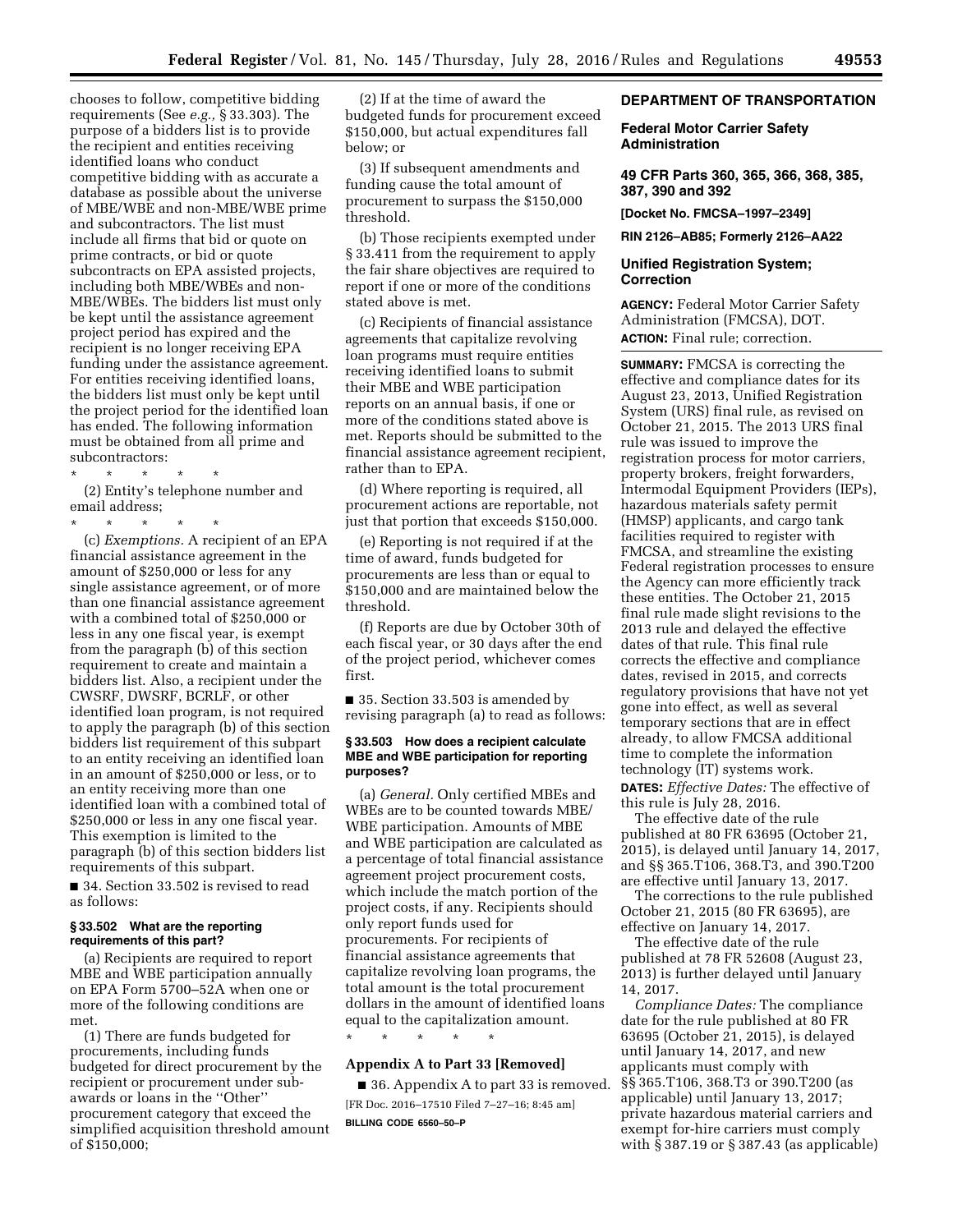chooses to follow, competitive bidding requirements (See *e.g.,* § 33.303). The purpose of a bidders list is to provide the recipient and entities receiving identified loans who conduct competitive bidding with as accurate a database as possible about the universe of MBE/WBE and non-MBE/WBE prime and subcontractors. The list must include all firms that bid or quote on prime contracts, or bid or quote subcontracts on EPA assisted projects, including both MBE/WBEs and non-MBE/WBEs. The bidders list must only be kept until the assistance agreement project period has expired and the recipient is no longer receiving EPA funding under the assistance agreement. For entities receiving identified loans, the bidders list must only be kept until the project period for the identified loan has ended. The following information must be obtained from all prime and subcontractors:

\* \* \* \* \*

(2) Entity's telephone number and email address;

\* \* \* \* \*

(c) *Exemptions.* A recipient of an EPA financial assistance agreement in the amount of $250,000 or less for any single assistance agreement, or of more than one financial assistance agreement with a combined total of $250,000 or less in any one fiscal year, is exempt from the paragraph (b) of this section requirement to create and maintain a bidders list. Also, a recipient under the CWSRF, DWSRF, BCRLF, or other identified loan program, is not required to apply the paragraph (b) of this section bidders list requirement of this subpart to an entity receiving an identified loan in an amount of $250,000 or less, or to an entity receiving more than one identified loan with a combined total of $250,000 or less in any one fiscal year. This exemption is limited to the paragraph (b) of this section bidders list requirements of this subpart.

■ 34. Section 33.502 is revised to read as follows:

### § 33.502 What are the reporting requirements of this part?

(a) Recipients are required to report MBE and WBE participation annually on EPA Form 5700–52A when one or more of the following conditions are met.

(1) There are funds budgeted for procurements, including funds budgeted for direct procurement by the recipient or procurement under sub-awards or loans in the ''Other'' procurement category that exceed the simplified acquisition threshold amount of $150,000;

(2) If at the time of award the budgeted funds for procurement exceed $150,000, but actual expenditures fall below; or

(3) If subsequent amendments and funding cause the total amount of procurement to surpass the $150,000 threshold.

(b) Those recipients exempted under § 33.411 from the requirement to apply the fair share objectives are required to report if one or more of the conditions stated above is met.

(c) Recipients of financial assistance agreements that capitalize revolving loan programs must require entities receiving identified loans to submit their MBE and WBE participation reports on an annual basis, if one or more of the conditions stated above is met. Reports should be submitted to the financial assistance agreement recipient, rather than to EPA.

(d) Where reporting is required, all procurement actions are reportable, not just that portion that exceeds $150,000.

(e) Reporting is not required if at the time of award, funds budgeted for procurements are less than or equal to $150,000 and are maintained below the threshold.

(f) Reports are due by October 30th of each fiscal year, or 30 days after the end of the project period, whichever comes first.

■ 35. Section 33.503 is amended by revising paragraph (a) to read as follows:

### § 33.503 How does a recipient calculate MBE and WBE participation for reporting purposes?

(a) *General.* Only certified MBEs and WBEs are to be counted towards MBE/WBE participation. Amounts of MBE and WBE participation are calculated as a percentage of total financial assistance agreement project procurement costs, which include the match portion of the project costs, if any. Recipients should only report funds used for procurements. For recipients of financial assistance agreements that capitalize revolving loan programs, the total amount is the total procurement dollars in the amount of identified loans equal to the capitalization amount.

\* \* \* \* \*

### Appendix A to Part 33 [Removed]

■ 36. Appendix A to part 33 is removed.

[FR Doc. 2016–17510 Filed 7–27–16; 8:45 am]

BILLING CODE 6560–50–P

## DEPARTMENT OF TRANSPORTATION

### Federal Motor Carrier Safety Administration

### 49 CFR Parts 360, 365, 366, 368, 385, 387, 390 and 392

**[Docket No. FMCSA–1997–2349]**

**RIN 2126–AB85; Formerly 2126–AA22**

## Unified Registration System; Correction

**AGENCY:** Federal Motor Carrier Safety Administration (FMCSA), DOT.

**ACTION:** Final rule; correction.

**SUMMARY:** FMCSA is correcting the effective and compliance dates for its August 23, 2013, Unified Registration System (URS) final rule, as revised on October 21, 2015. The 2013 URS final rule was issued to improve the registration process for motor carriers, property brokers, freight forwarders, Intermodal Equipment Providers (IEPs), hazardous materials safety permit (HMSP) applicants, and cargo tank facilities required to register with FMCSA, and streamline the existing Federal registration processes to ensure the Agency can more efficiently track these entities. The October 21, 2015 final rule made slight revisions to the 2013 rule and delayed the effective dates of that rule. This final rule corrects the effective and compliance dates, revised in 2015, and corrects regulatory provisions that have not yet gone into effect, as well as several temporary sections that are in effect already, to allow FMCSA additional time to complete the information technology (IT) systems work.

**DATES:** *Effective Dates:* The effective of this rule is July 28, 2016.

The effective date of the rule published at 80 FR 63695 (October 21, 2015), is delayed until January 14, 2017, and §§ 365.T106, 368.T3, and 390.T200 are effective until January 13, 2017.

The corrections to the rule published October 21, 2015 (80 FR 63695), are effective on January 14, 2017.

The effective date of the rule published at 78 FR 52608 (August 23, 2013) is further delayed until January 14, 2017.

*Compliance Dates:* The compliance date for the rule published at 80 FR 63695 (October 21, 2015), is delayed until January 14, 2017, and new applicants must comply with §§ 365.T106, 368.T3 or 390.T200 (as applicable) until January 13, 2017; private hazardous material carriers and exempt for-hire carriers must comply with § 387.19 or § 387.43 (as applicable)